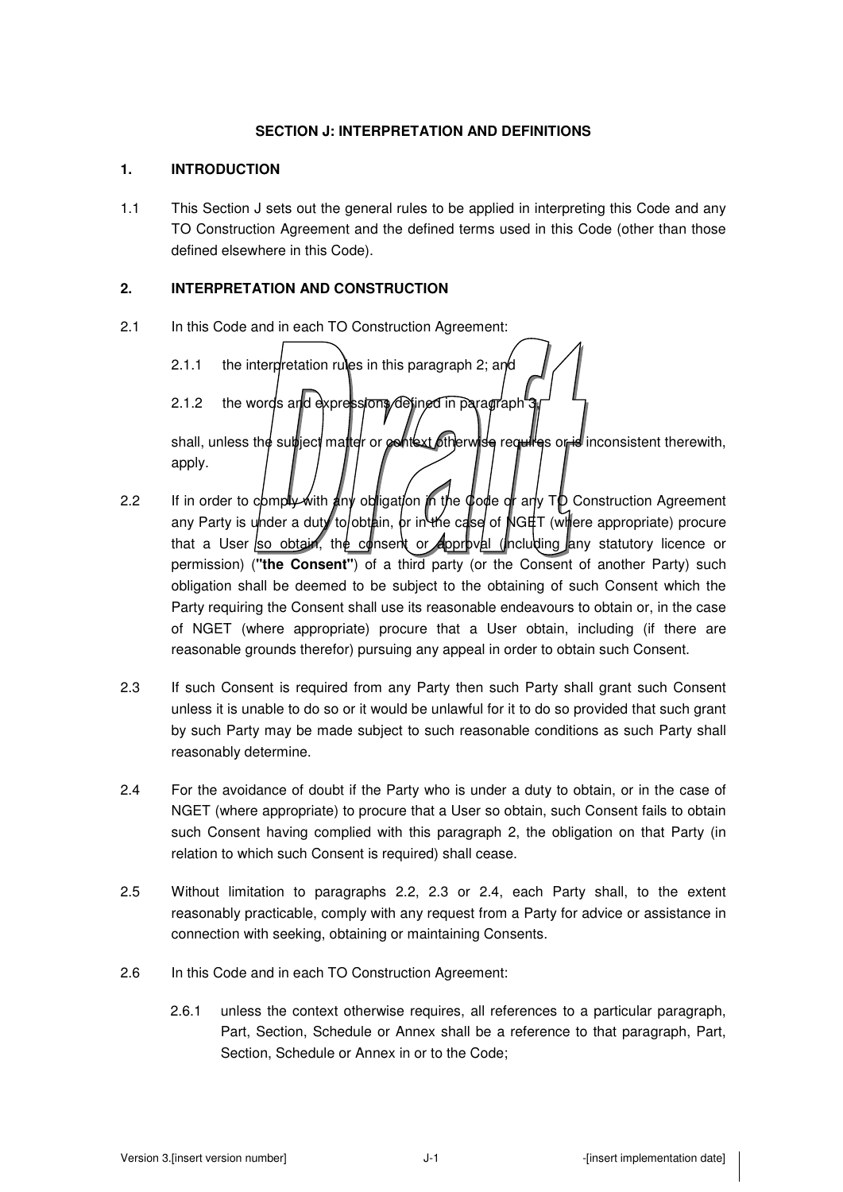# SECTION J: INTERPRETATION AND DEFINITIONS

## 1. INTRODUCTION

1.1 This Section J sets out the general rules to be applied in interpreting this Code and any TO Construction Agreement and the defined terms used in this Code (other than those defined elsewhere in this Code).

## 2. INTERPRETATION AND CONSTRUCTION

2.1 In this Code and in each TO Construction Agreement:

2.1.1 the interpretation rules in this paragraph 2; and

2.1.2 the words and expressions defined in paragraph 3,

shall, unless the subject matter or context otherwise requires or is inconsistent therewith, apply.

2.2 If in order to comply with any obligation in the Code or any TO Construction Agreement any Party is under a duty to obtain, or in the case of NGET (where appropriate) procure that a User so obtain, the consent or approval (including any statutory licence or permission) (**"the Consent"**) of a third party (or the Consent of another Party) such obligation shall be deemed to be subject to the obtaining of such Consent which the Party requiring the Consent shall use its reasonable endeavours to obtain or, in the case of NGET (where appropriate) procure that a User obtain, including (if there are reasonable grounds therefor) pursuing any appeal in order to obtain such Consent.

2.3 If such Consent is required from any Party then such Party shall grant such Consent unless it is unable to do so or it would be unlawful for it to do so provided that such grant by such Party may be made subject to such reasonable conditions as such Party shall reasonably determine.

2.4 For the avoidance of doubt if the Party who is under a duty to obtain, or in the case of NGET (where appropriate) to procure that a User so obtain, such Consent fails to obtain such Consent having complied with this paragraph 2, the obligation on that Party (in relation to which such Consent is required) shall cease.

2.5 Without limitation to paragraphs 2.2, 2.3 or 2.4, each Party shall, to the extent reasonably practicable, comply with any request from a Party for advice or assistance in connection with seeking, obtaining or maintaining Consents.

2.6 In this Code and in each TO Construction Agreement:

2.6.1 unless the context otherwise requires, all references to a particular paragraph, Part, Section, Schedule or Annex shall be a reference to that paragraph, Part, Section, Schedule or Annex in or to the Code;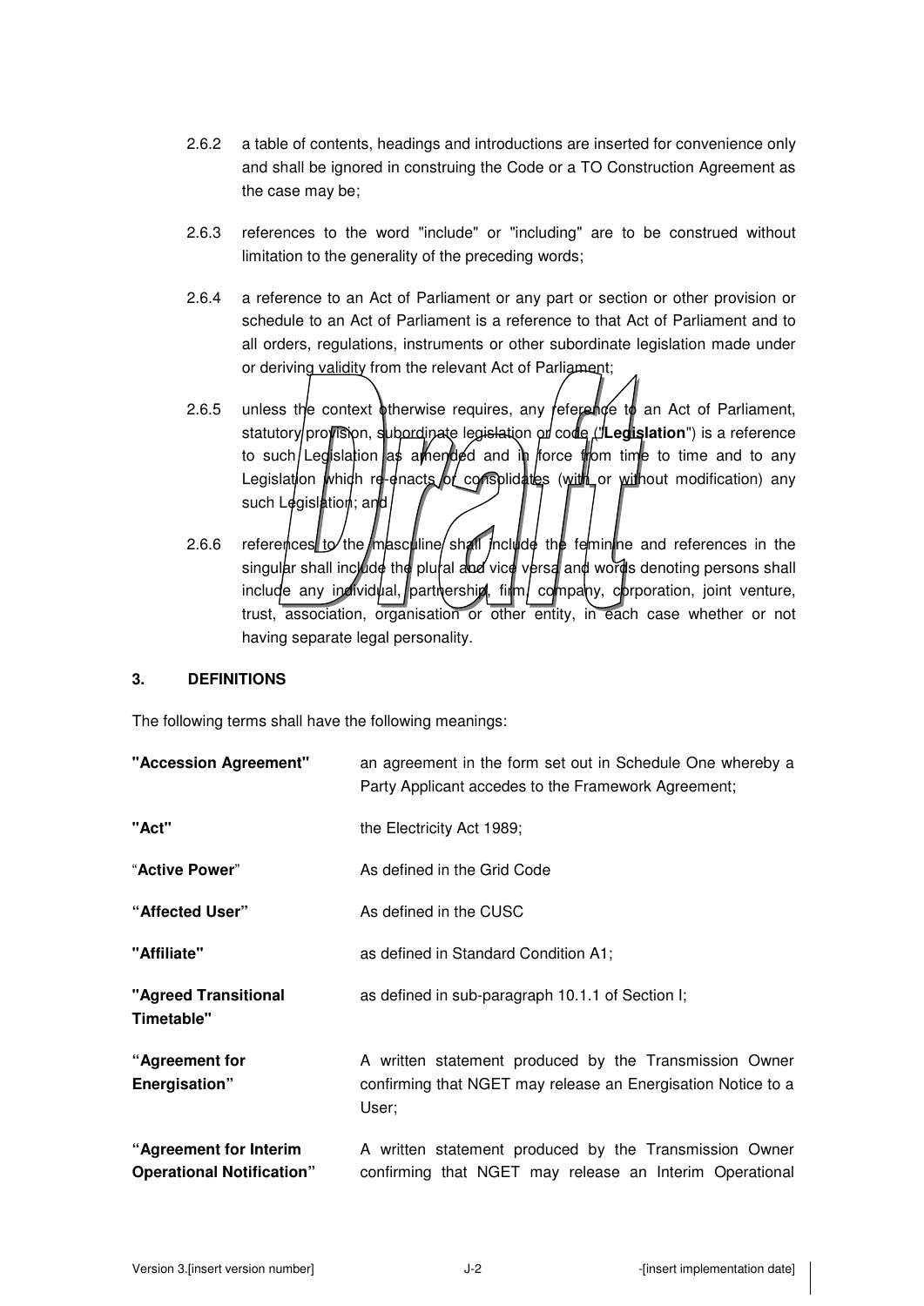2.6.2 a table of contents, headings and introductions are inserted for convenience only and shall be ignored in construing the Code or a TO Construction Agreement as the case may be;

2.6.3 references to the word "include" or "including" are to be construed without limitation to the generality of the preceding words;

2.6.4 a reference to an Act of Parliament or any part or section or other provision or schedule to an Act of Parliament is a reference to that Act of Parliament and to all orders, regulations, instruments or other subordinate legislation made under or deriving validity from the relevant Act of Parliament;

2.6.5 unless the context otherwise requires, any reference to an Act of Parliament, statutory provision, subordinate legislation or code ("**Legislation**") is a reference to such Legislation as amended and in force from time to time and to any Legislation which re-enacts or consolidates (with or without modification) any such Legislation; and

2.6.6 references to the masculine shall include the feminine and references in the singular shall include the plural and vice versa and words denoting persons shall include any individual, partnership, firm, company, corporation, joint venture, trust, association, organisation or other entity, in each case whether or not having separate legal personality.

### 3. DEFINITIONS

The following terms shall have the following meanings:

| | |
|---|---|
| **"Accession Agreement"** | an agreement in the form set out in Schedule One whereby a Party Applicant accedes to the Framework Agreement; |
| **"Act"** | the Electricity Act 1989; |
| **"Active Power"** | As defined in the Grid Code |
| **"Affected User"** | As defined in the CUSC |
| **"Affiliate"** | as defined in Standard Condition A1; |
| **"Agreed Transitional Timetable"** | as defined in sub-paragraph 10.1.1 of Section I; |
| **"Agreement for Energisation"** | A written statement produced by the Transmission Owner confirming that NGET may release an Energisation Notice to a User; |
| **"Agreement for Interim Operational Notification"** | A written statement produced by the Transmission Owner confirming that NGET may release an Interim Operational |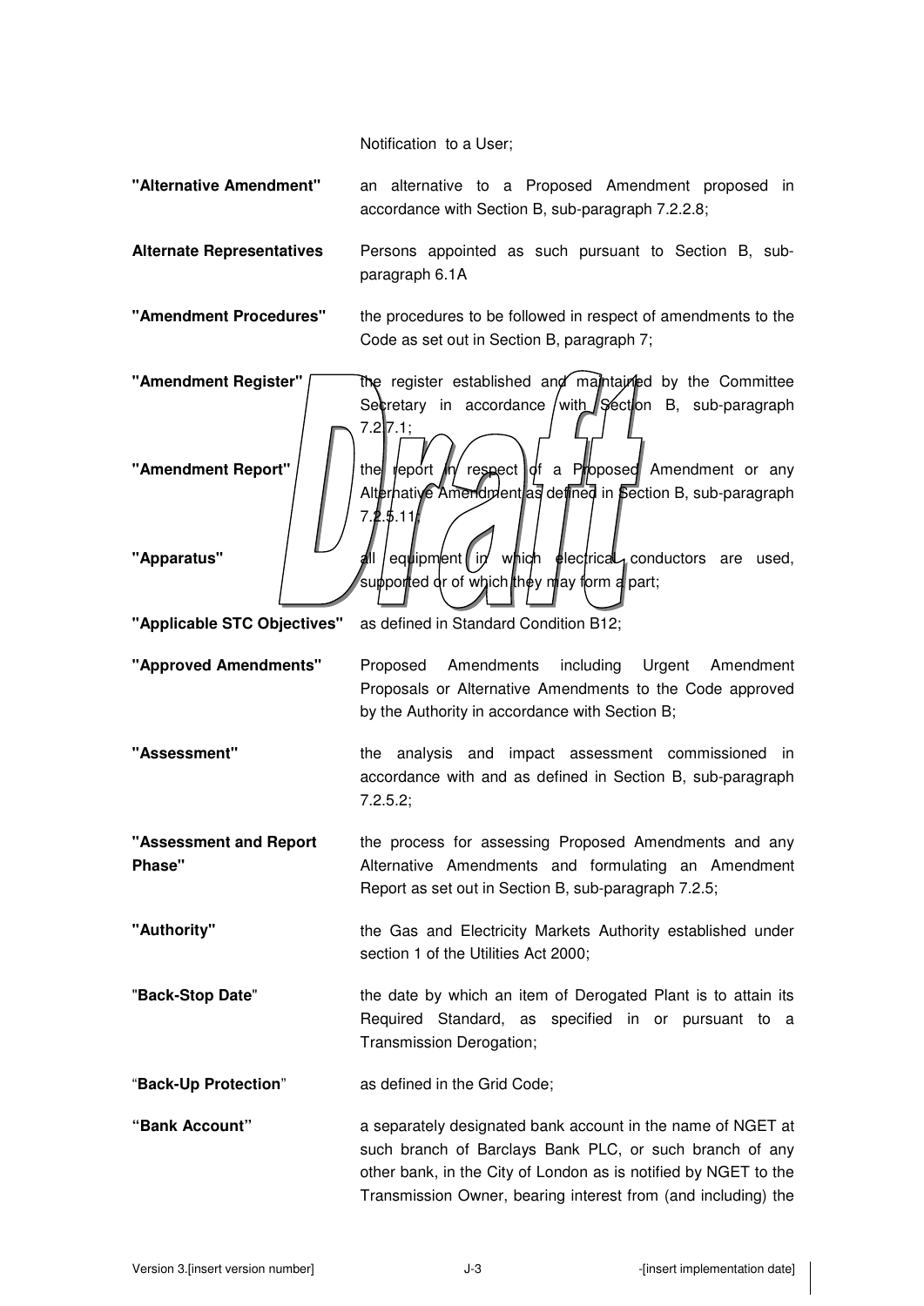Notification to a User;

| | |
|---|---|
| **"Alternative Amendment"** | an alternative to a Proposed Amendment proposed in accordance with Section B, sub-paragraph 7.2.2.8; |
| **Alternate Representatives** | Persons appointed as such pursuant to Section B, sub-paragraph 6.1A |
| **"Amendment Procedures"** | the procedures to be followed in respect of amendments to the Code as set out in Section B, paragraph 7; |
| **"Amendment Register"** | the register established and maintained by the Committee Secretary in accordance with Section B, sub-paragraph 7.2.7.1; |
| **"Amendment Report"** | the report in respect of a Proposed Amendment or any Alternative Amendment as defined in Section B, sub-paragraph 7.2.5.11; |
| **"Apparatus"** | all equipment in which electrical conductors are used, supported or of which they may form a part; |
| **"Applicable STC Objectives"** | as defined in Standard Condition B12; |
| **"Approved Amendments"** | Proposed Amendments including Urgent Amendment Proposals or Alternative Amendments to the Code approved by the Authority in accordance with Section B; |
| **"Assessment"** | the analysis and impact assessment commissioned in accordance with and as defined in Section B, sub-paragraph 7.2.5.2; |
| **"Assessment and Report Phase"** | the process for assessing Proposed Amendments and any Alternative Amendments and formulating an Amendment Report as set out in Section B, sub-paragraph 7.2.5; |
| **"Authority"** | the Gas and Electricity Markets Authority established under section 1 of the Utilities Act 2000; |
| "**Back-Stop Date**" | the date by which an item of Derogated Plant is to attain its Required Standard, as specified in or pursuant to a Transmission Derogation; |
| "**Back-Up Protection**" | as defined in the Grid Code; |
| **"Bank Account"** | a separately designated bank account in the name of NGET at such branch of Barclays Bank PLC, or such branch of any other bank, in the City of London as is notified by NGET to the Transmission Owner, bearing interest from (and including) the |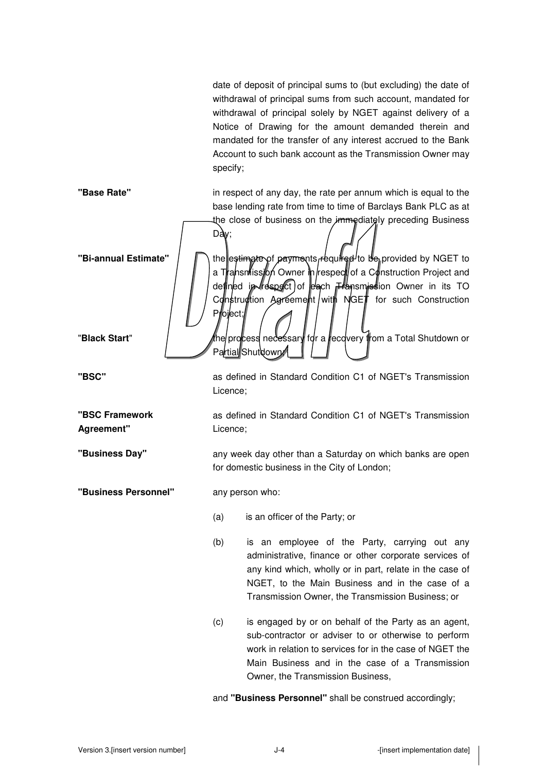date of deposit of principal sums to (but excluding) the date of withdrawal of principal sums from such account, mandated for withdrawal of principal solely by NGET against delivery of a Notice of Drawing for the amount demanded therein and mandated for the transfer of any interest accrued to the Bank Account to such bank account as the Transmission Owner may specify;

**"Base Rate"** in respect of any day, the rate per annum which is equal to the base lending rate from time to time of Barclays Bank PLC as at the close of business on the immediately preceding Business Day;

**"Bi-annual Estimate"** the estimate of payments required to be provided by NGET to a Transmission Owner in respect of a Construction Project and defined in respect of each Transmission Owner in its TO Construction Agreement with NGET for such Construction Project;

"**Black Start**" the process necessary for a recovery from a Total Shutdown or Partial Shutdown;

**"BSC"** as defined in Standard Condition C1 of NGET's Transmission Licence;

**"BSC Framework Agreement"** as defined in Standard Condition C1 of NGET's Transmission Licence;

**"Business Day"** any week day other than a Saturday on which banks are open for domestic business in the City of London;

**"Business Personnel"** any person who:

(a) is an officer of the Party; or

(b) is an employee of the Party, carrying out any administrative, finance or other corporate services of any kind which, wholly or in part, relate in the case of NGET, to the Main Business and in the case of a Transmission Owner, the Transmission Business; or

(c) is engaged by or on behalf of the Party as an agent, sub-contractor or adviser to or otherwise to perform work in relation to services for in the case of NGET the Main Business and in the case of a Transmission Owner, the Transmission Business,

and **"Business Personnel"** shall be construed accordingly;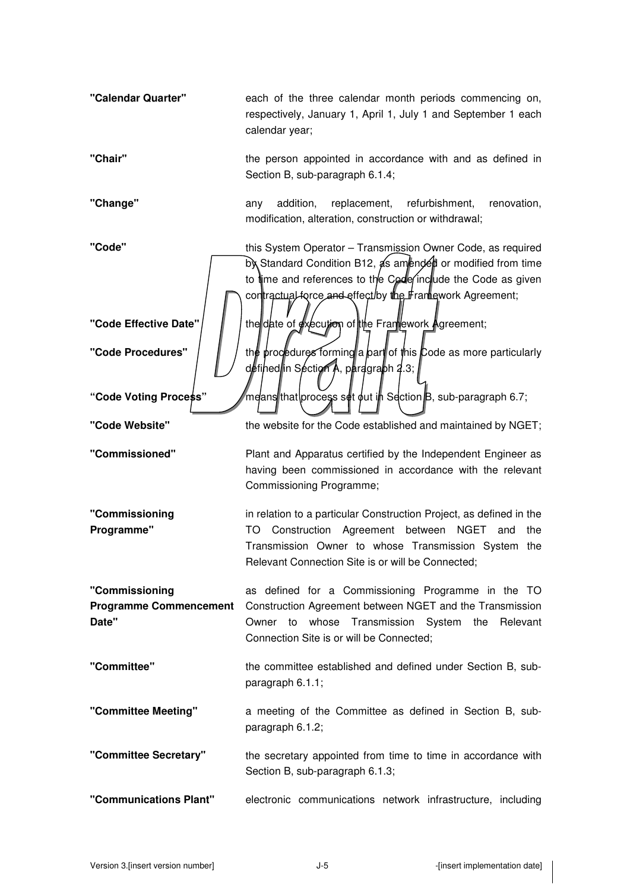**"Calendar Quarter"** each of the three calendar month periods commencing on, respectively, January 1, April 1, July 1 and September 1 each calendar year;

**"Chair"** the person appointed in accordance with and as defined in Section B, sub-paragraph 6.1.4;

**"Change"** any addition, replacement, refurbishment, renovation, modification, alteration, construction or withdrawal;

**"Code"** this System Operator – Transmission Owner Code, as required by Standard Condition B12, as amended or modified from time to time and references to the Code include the Code as given contractual force and effect by the Framework Agreement;

**"Code Effective Date"** the date of execution of the Framework Agreement;

**"Code Procedures"** the procedures forming a part of this Code as more particularly defined in Section A, paragraph 2.3;

**"Code Voting Process"** means that process set out in Section B, sub-paragraph 6.7;

**"Code Website"** the website for the Code established and maintained by NGET;

**"Commissioned"** Plant and Apparatus certified by the Independent Engineer as having been commissioned in accordance with the relevant Commissioning Programme;

**"Commissioning Programme"** in relation to a particular Construction Project, as defined in the TO Construction Agreement between NGET and the Transmission Owner to whose Transmission System the Relevant Connection Site is or will be Connected;

**"Commissioning Programme Commencement Date"** as defined for a Commissioning Programme in the TO Construction Agreement between NGET and the Transmission Owner to whose Transmission System the Relevant Connection Site is or will be Connected;

**"Committee"** the committee established and defined under Section B, sub-paragraph 6.1.1;

**"Committee Meeting"** a meeting of the Committee as defined in Section B, sub-paragraph 6.1.2;

**"Committee Secretary"** the secretary appointed from time to time in accordance with Section B, sub-paragraph 6.1.3;

**"Communications Plant"** electronic communications network infrastructure, including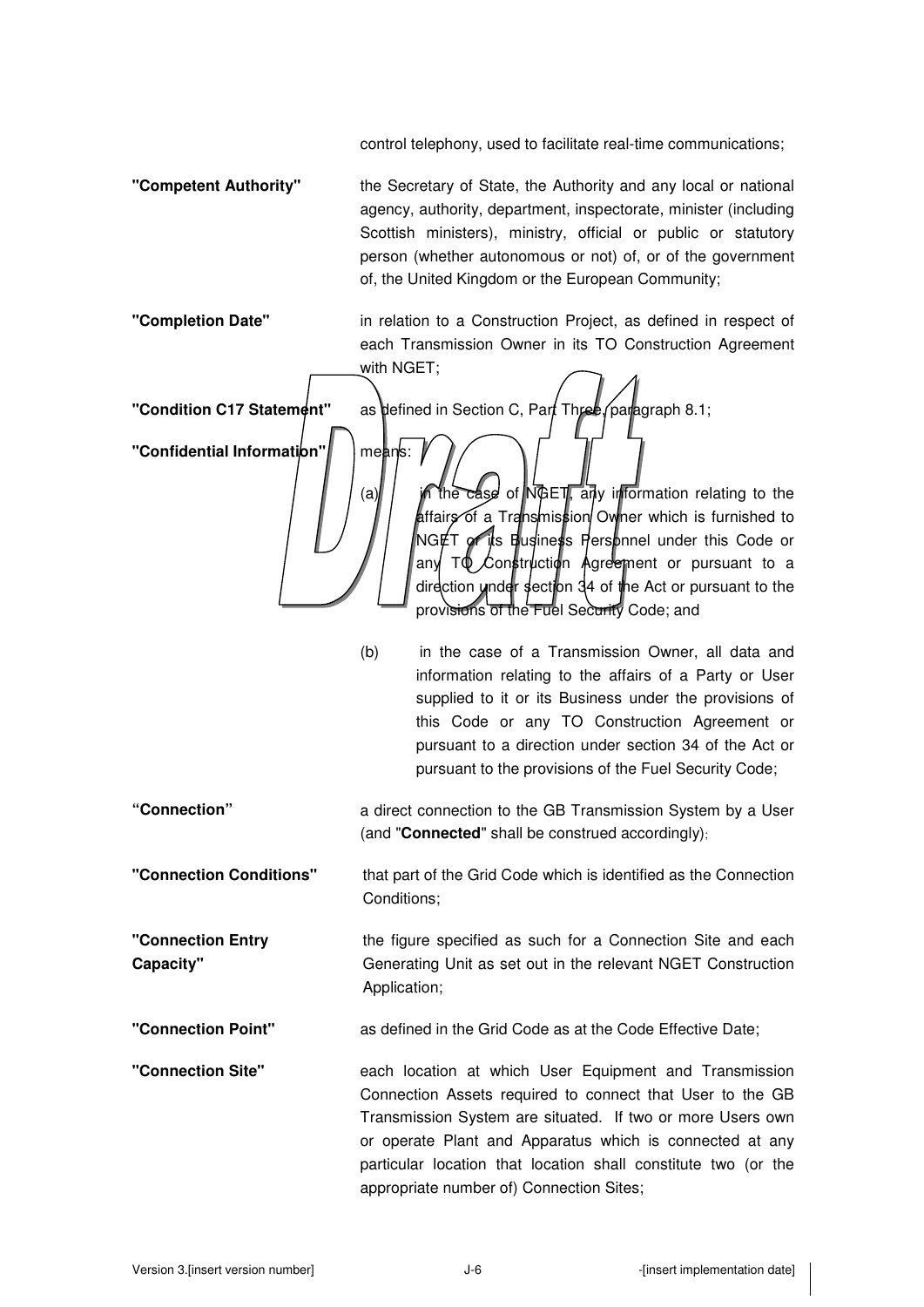control telephony, used to facilitate real-time communications;

**"Competent Authority"** the Secretary of State, the Authority and any local or national agency, authority, department, inspectorate, minister (including Scottish ministers), ministry, official or public or statutory person (whether autonomous or not) of, or of the government of, the United Kingdom or the European Community;

**"Completion Date"** in relation to a Construction Project, as defined in respect of each Transmission Owner in its TO Construction Agreement with NGET;

**"Condition C17 Statement"** as defined in Section C, Part Three, paragraph 8.1;

**"Confidential Information"** means:

(a) in the case of NGET, any information relating to the affairs of a Transmission Owner which is furnished to NGET or its Business Personnel under this Code or any TO Construction Agreement or pursuant to a direction under section 34 of the Act or pursuant to the provisions of the Fuel Security Code; and

(b) in the case of a Transmission Owner, all data and information relating to the affairs of a Party or User supplied to it or its Business under the provisions of this Code or any TO Construction Agreement or pursuant to a direction under section 34 of the Act or pursuant to the provisions of the Fuel Security Code;

**"Connection"** a direct connection to the GB Transmission System by a User (and "**Connected**" shall be construed accordingly);

**"Connection Conditions"** that part of the Grid Code which is identified as the Connection Conditions;

**"Connection Entry Capacity"** the figure specified as such for a Connection Site and each Generating Unit as set out in the relevant NGET Construction Application;

**"Connection Point"** as defined in the Grid Code as at the Code Effective Date;

**"Connection Site"** each location at which User Equipment and Transmission Connection Assets required to connect that User to the GB Transmission System are situated. If two or more Users own or operate Plant and Apparatus which is connected at any particular location that location shall constitute two (or the appropriate number of) Connection Sites;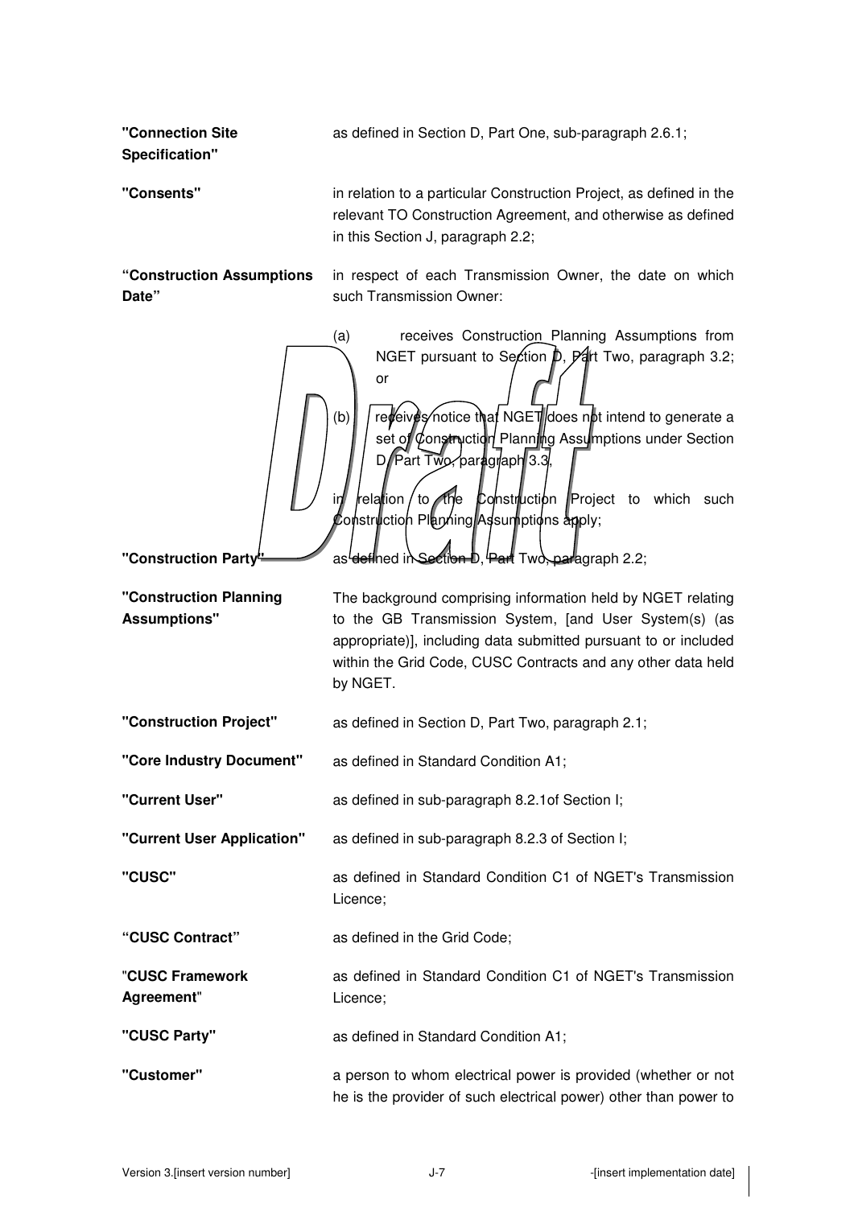| | |
|---|---|
| **"Connection Site Specification"** | as defined in Section D, Part One, sub-paragraph 2.6.1; |
| **"Consents"** | in relation to a particular Construction Project, as defined in the relevant TO Construction Agreement, and otherwise as defined in this Section J, paragraph 2.2; |
| **"Construction Assumptions Date"** | in respect of each Transmission Owner, the date on which such Transmission Owner:<br><br>(a) receives Construction Planning Assumptions from NGET pursuant to Section D, Part Two, paragraph 3.2; or<br><br>(b) receives notice that NGET does not intend to generate a set of Construction Planning Assumptions under Section D, Part Two, paragraph 3.3,<br><br>in relation to the Construction Project to which such Construction Planning Assumptions apply; |
| **"Construction Party"** | as defined in Section D, Part Two, paragraph 2.2; |
| **"Construction Planning Assumptions"** | The background comprising information held by NGET relating to the GB Transmission System, [and User System(s) (as appropriate)], including data submitted pursuant to or included within the Grid Code, CUSC Contracts and any other data held by NGET. |
| **"Construction Project"** | as defined in Section D, Part Two, paragraph 2.1; |
| **"Core Industry Document"** | as defined in Standard Condition A1; |
| **"Current User"** | as defined in sub-paragraph 8.2.1of Section I; |
| **"Current User Application"** | as defined in sub-paragraph 8.2.3 of Section I; |
| **"CUSC"** | as defined in Standard Condition C1 of NGET's Transmission Licence; |
| **"CUSC Contract"** | as defined in the Grid Code; |
| **"CUSC Framework Agreement"** | as defined in Standard Condition C1 of NGET's Transmission Licence; |
| **"CUSC Party"** | as defined in Standard Condition A1; |
| **"Customer"** | a person to whom electrical power is provided (whether or not he is the provider of such electrical power) other than power to |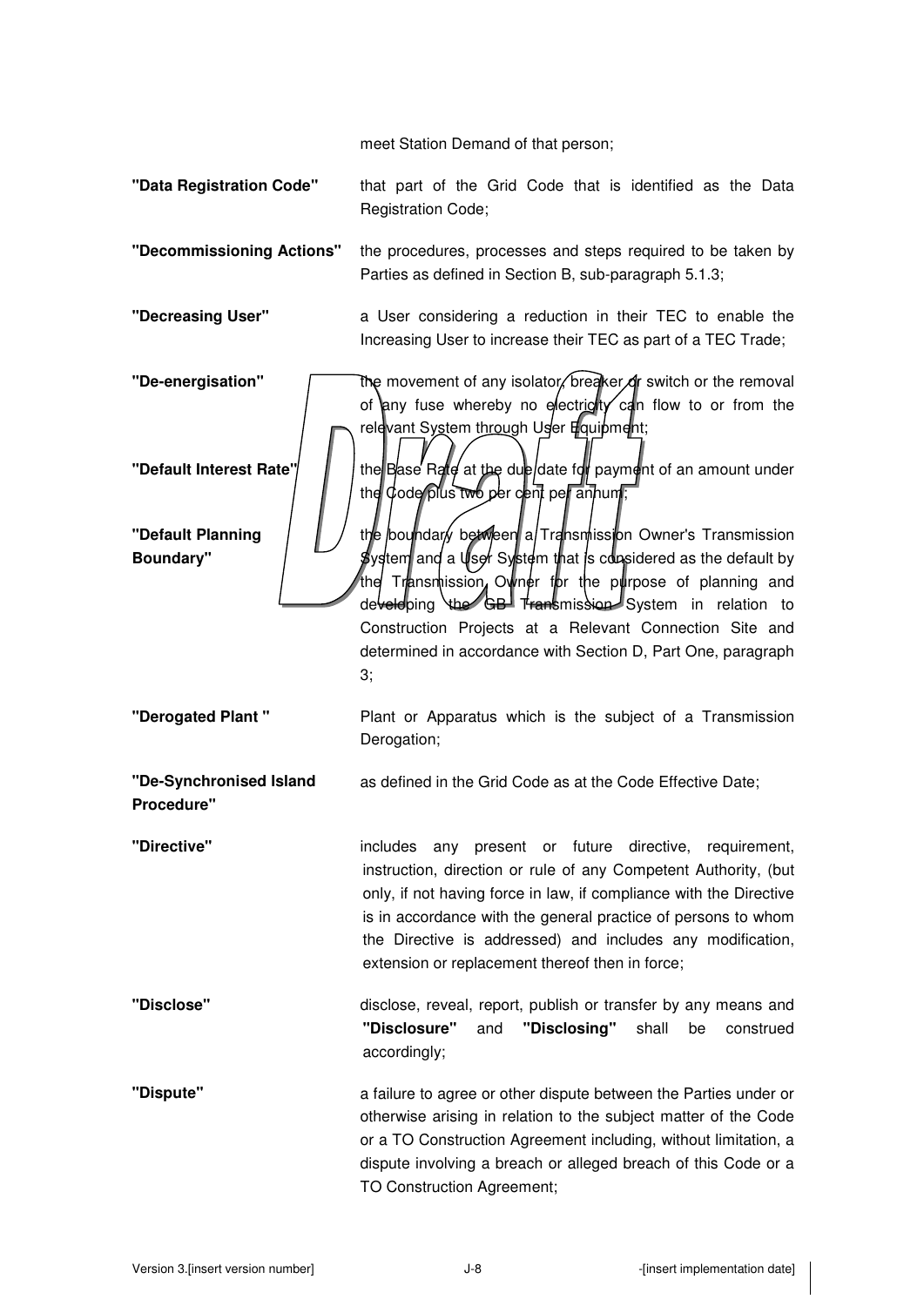meet Station Demand of that person;

| | |
|---|---|
| **"Data Registration Code"** | that part of the Grid Code that is identified as the Data Registration Code; |
| **"Decommissioning Actions"** | the procedures, processes and steps required to be taken by Parties as defined in Section B, sub-paragraph 5.1.3; |
| **"Decreasing User"** | a User considering a reduction in their TEC to enable the Increasing User to increase their TEC as part of a TEC Trade; |
| **"De-energisation"** | the movement of any isolator, breaker or switch or the removal of any fuse whereby no electricity can flow to or from the relevant System through User Equipment; |
| **"Default Interest Rate"** | the Base Rate at the due date for payment of an amount under the Code plus two per cent per annum; |
| **"Default Planning Boundary"** | the boundary between a Transmission Owner's Transmission System and a User System that is considered as the default by the Transmission Owner for the purpose of planning and developing the GB Transmission System in relation to Construction Projects at a Relevant Connection Site and determined in accordance with Section D, Part One, paragraph 3; |
| **"Derogated Plant "** | Plant or Apparatus which is the subject of a Transmission Derogation; |
| **"De-Synchronised Island Procedure"** | as defined in the Grid Code as at the Code Effective Date; |
| **"Directive"** | includes any present or future directive, requirement, instruction, direction or rule of any Competent Authority, (but only, if not having force in law, if compliance with the Directive is in accordance with the general practice of persons to whom the Directive is addressed) and includes any modification, extension or replacement thereof then in force; |
| **"Disclose"** | disclose, reveal, report, publish or transfer by any means and **"Disclosure"** and **"Disclosing"** shall be construed accordingly; |
| **"Dispute"** | a failure to agree or other dispute between the Parties under or otherwise arising in relation to the subject matter of the Code or a TO Construction Agreement including, without limitation, a dispute involving a breach or alleged breach of this Code or a TO Construction Agreement; |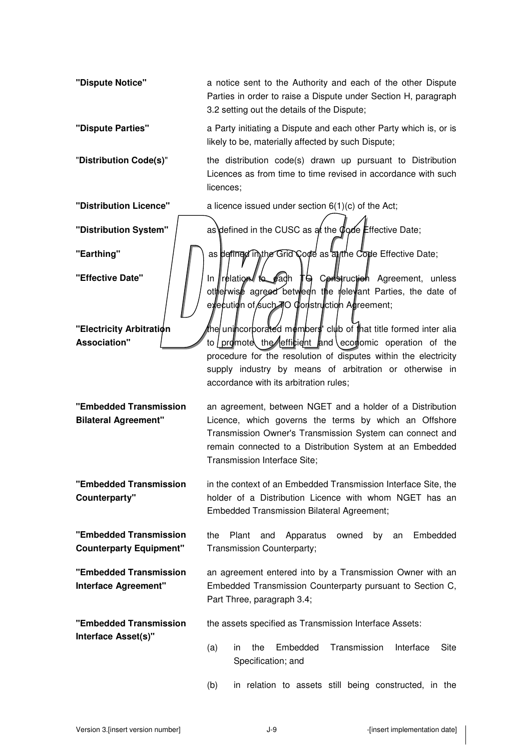| | |
|---|---|
| **"Dispute Notice"** | a notice sent to the Authority and each of the other Dispute Parties in order to raise a Dispute under Section H, paragraph 3.2 setting out the details of the Dispute; |
| **"Dispute Parties"** | a Party initiating a Dispute and each other Party which is, or is likely to be, materially affected by such Dispute; |
| "**Distribution Code(s)**" | the distribution code(s) drawn up pursuant to Distribution Licences as from time to time revised in accordance with such licences; |
| **"Distribution Licence"** | a licence issued under section 6(1)(c) of the Act; |
| **"Distribution System"** | as defined in the CUSC as at the Code Effective Date; |
| **"Earthing"** | as defined in the Grid Code as at the Code Effective Date; |
| **"Effective Date"** | In relation to each TO Construction Agreement, unless otherwise agreed between the relevant Parties, the date of execution of such TO Construction Agreement; |
| **"Electricity Arbitration Association"** | the unincorporated members' club of that title formed inter alia to promote the efficient and economic operation of the procedure for the resolution of disputes within the electricity supply industry by means of arbitration or otherwise in accordance with its arbitration rules; |
| **"Embedded Transmission Bilateral Agreement"** | an agreement, between NGET and a holder of a Distribution Licence, which governs the terms by which an Offshore Transmission Owner's Transmission System can connect and remain connected to a Distribution System at an Embedded Transmission Interface Site; |
| **"Embedded Transmission Counterparty"** | in the context of an Embedded Transmission Interface Site, the holder of a Distribution Licence with whom NGET has an Embedded Transmission Bilateral Agreement; |
| **"Embedded Transmission Counterparty Equipment"** | the Plant and Apparatus owned by an Embedded Transmission Counterparty; |
| **"Embedded Transmission Interface Agreement"** | an agreement entered into by a Transmission Owner with an Embedded Transmission Counterparty pursuant to Section C, Part Three, paragraph 3.4; |
| **"Embedded Transmission Interface Asset(s)"** | the assets specified as Transmission Interface Assets:<br>(a) in the Embedded Transmission Interface Site Specification; and<br>(b) in relation to assets still being constructed, in the |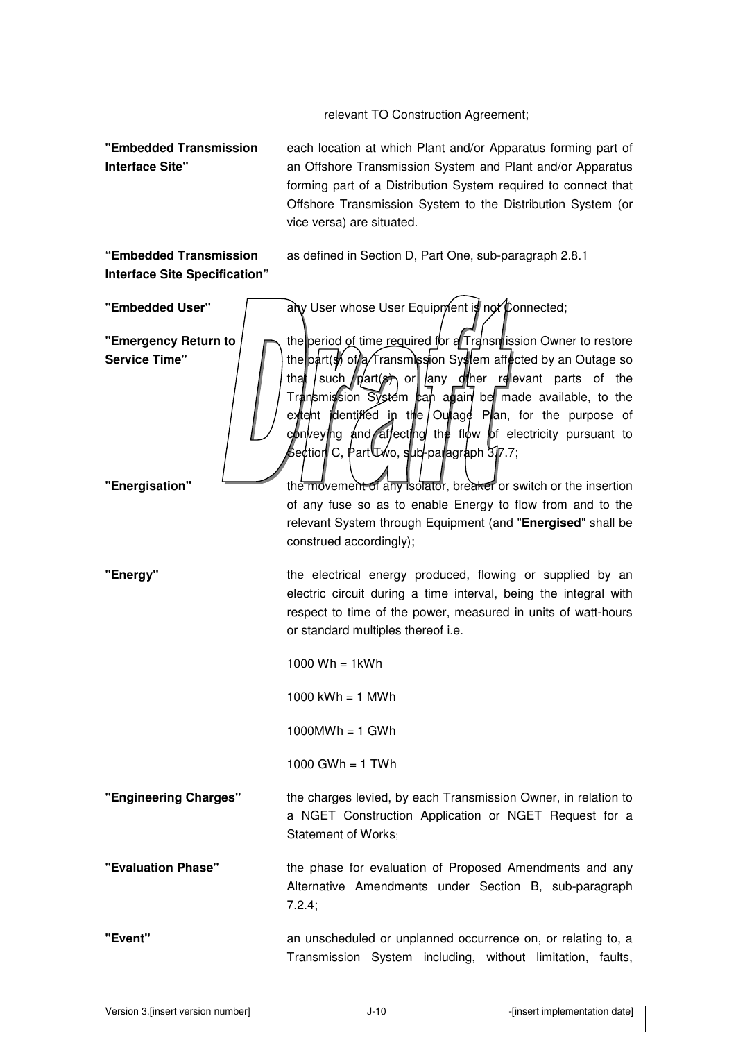relevant TO Construction Agreement;

| | |
|---|---|
| **"Embedded Transmission Interface Site"** | each location at which Plant and/or Apparatus forming part of an Offshore Transmission System and Plant and/or Apparatus forming part of a Distribution System required to connect that Offshore Transmission System to the Distribution System (or vice versa) are situated. |
| **"Embedded Transmission Interface Site Specification"** | as defined in Section D, Part One, sub-paragraph 2.8.1 |
| **"Embedded User"** | any User whose User Equipment is not Connected; |
| **"Emergency Return to Service Time"** | the period of time required for a Transmission Owner to restore the part(s) of a Transmission System affected by an Outage so that such part(s) or any other relevant parts of the Transmission System can again be made available, to the extent identified in the Outage Plan, for the purpose of conveying and affecting the flow of electricity pursuant to Section C, Part Two, sub-paragraph 3.7.7; |
| **"Energisation"** | the movement of any isolator, breaker or switch or the insertion of any fuse so as to enable Energy to flow from and to the relevant System through Equipment (and "**Energised**" shall be construed accordingly); |
| **"Energy"** | the electrical energy produced, flowing or supplied by an electric circuit during a time interval, being the integral with respect to time of the power, measured in units of watt-hours or standard multiples thereof i.e.<br><br>1000 Wh = 1kWh<br><br>1000 kWh = 1 MWh<br><br>1000MWh = 1 GWh<br><br>1000 GWh = 1 TWh |
| **"Engineering Charges"** | the charges levied, by each Transmission Owner, in relation to a NGET Construction Application or NGET Request for a Statement of Works; |
| **"Evaluation Phase"** | the phase for evaluation of Proposed Amendments and any Alternative Amendments under Section B, sub-paragraph 7.2.4; |
| **"Event"** | an unscheduled or unplanned occurrence on, or relating to, a Transmission System including, without limitation, faults, |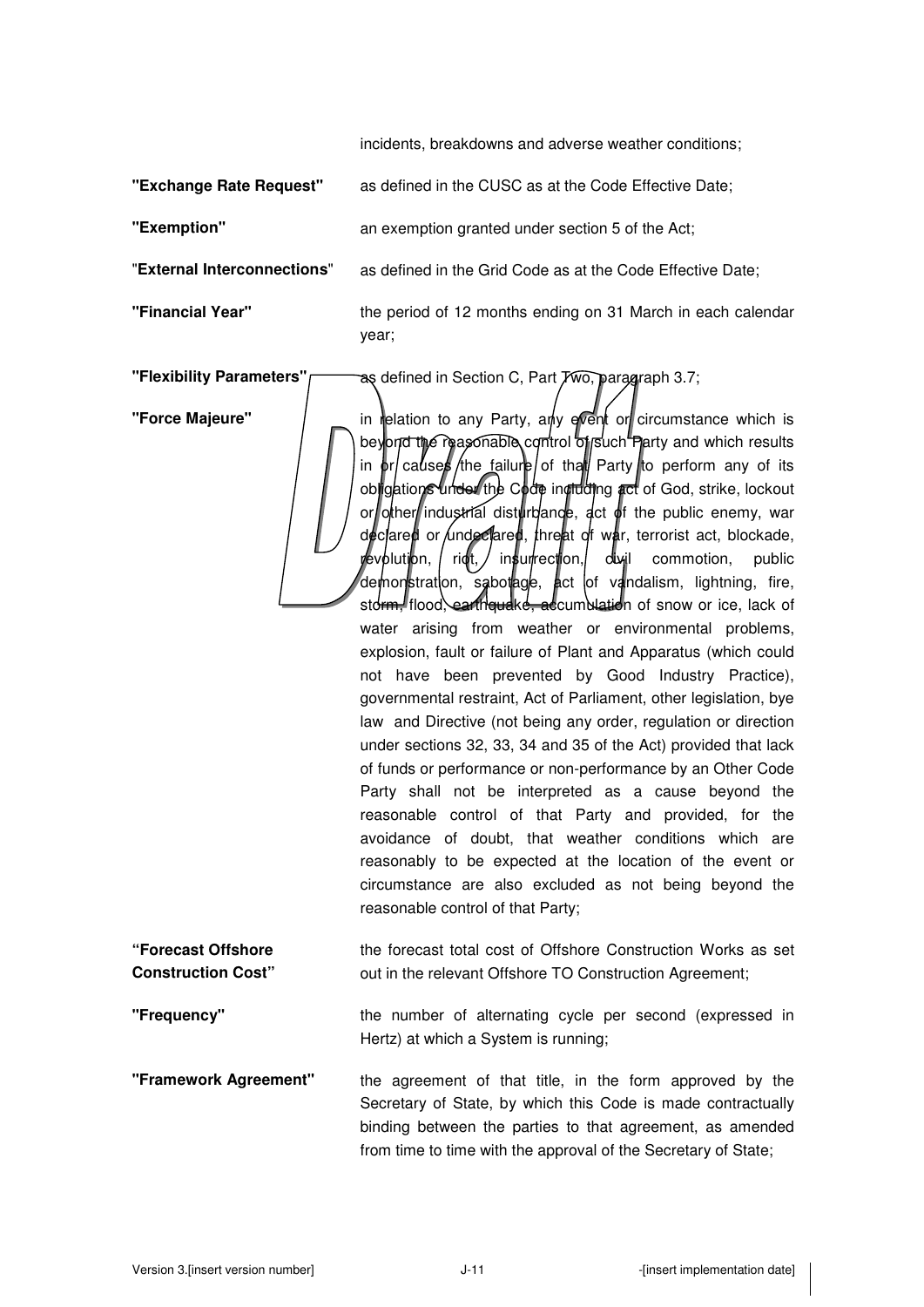incidents, breakdowns and adverse weather conditions;

| | |
|---|---|
| **"Exchange Rate Request"** | as defined in the CUSC as at the Code Effective Date; |
| **"Exemption"** | an exemption granted under section 5 of the Act; |
| **"External Interconnections"** | as defined in the Grid Code as at the Code Effective Date; |
| **"Financial Year"** | the period of 12 months ending on 31 March in each calendar year; |
| **"Flexibility Parameters"** | as defined in Section C, Part Two, paragraph 3.7; |
| **"Force Majeure"** | in relation to any Party, any event or circumstance which is beyond the reasonable control of such Party and which results in or causes the failure of that Party to perform any of its obligations under the Code including act of God, strike, lockout or other industrial disturbance, act of the public enemy, war declared or undeclared, threat of war, terrorist act, blockade, revolution, riot, insurrection, civil commotion, public demonstration, sabotage, act of vandalism, lightning, fire, storm, flood, earthquake, accumulation of snow or ice, lack of water arising from weather or environmental problems, explosion, fault or failure of Plant and Apparatus (which could not have been prevented by Good Industry Practice), governmental restraint, Act of Parliament, other legislation, bye law and Directive (not being any order, regulation or direction under sections 32, 33, 34 and 35 of the Act) provided that lack of funds or performance or non-performance by an Other Code Party shall not be interpreted as a cause beyond the reasonable control of that Party and provided, for the avoidance of doubt, that weather conditions which are reasonably to be expected at the location of the event or circumstance are also excluded as not being beyond the reasonable control of that Party; |
| **"Forecast Offshore Construction Cost"** | the forecast total cost of Offshore Construction Works as set out in the relevant Offshore TO Construction Agreement; |
| **"Frequency"** | the number of alternating cycle per second (expressed in Hertz) at which a System is running; |
| **"Framework Agreement"** | the agreement of that title, in the form approved by the Secretary of State, by which this Code is made contractually binding between the parties to that agreement, as amended from time to time with the approval of the Secretary of State; |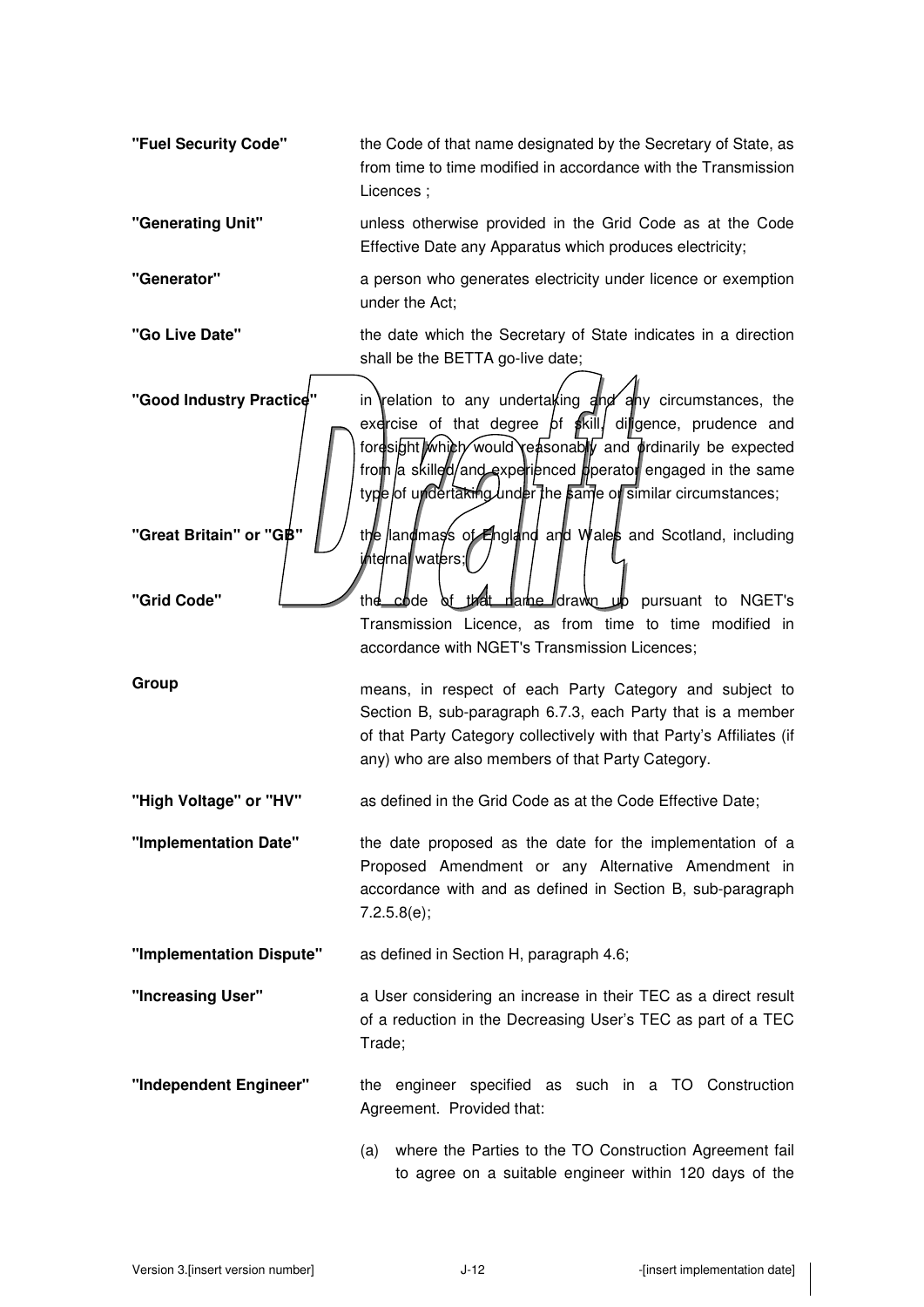| | |
|---|---|
| **"Fuel Security Code"** | the Code of that name designated by the Secretary of State, as from time to time modified in accordance with the Transmission Licences ; |
| **"Generating Unit"** | unless otherwise provided in the Grid Code as at the Code Effective Date any Apparatus which produces electricity; |
| **"Generator"** | a person who generates electricity under licence or exemption under the Act; |
| **"Go Live Date"** | the date which the Secretary of State indicates in a direction shall be the BETTA go-live date; |
| **"Good Industry Practice"** | in relation to any undertaking and any circumstances, the exercise of that degree of skill, diligence, prudence and foresight which would reasonably and ordinarily be expected from a skilled and experienced operator engaged in the same type of undertaking under the same or similar circumstances; |
| **"Great Britain" or "GB"** | the landmass of England and Wales and Scotland, including internal waters; |
| **"Grid Code"** | the code of that name drawn up pursuant to NGET's Transmission Licence, as from time to time modified in accordance with NGET's Transmission Licences; |
| **Group** | means, in respect of each Party Category and subject to Section B, sub-paragraph 6.7.3, each Party that is a member of that Party Category collectively with that Party's Affiliates (if any) who are also members of that Party Category. |
| **"High Voltage" or "HV"** | as defined in the Grid Code as at the Code Effective Date; |
| **"Implementation Date"** | the date proposed as the date for the implementation of a Proposed Amendment or any Alternative Amendment in accordance with and as defined in Section B, sub-paragraph 7.2.5.8(e); |
| **"Implementation Dispute"** | as defined in Section H, paragraph 4.6; |
| **"Increasing User"** | a User considering an increase in their TEC as a direct result of a reduction in the Decreasing User's TEC as part of a TEC Trade; |
| **"Independent Engineer"** | the engineer specified as such in a TO Construction Agreement. Provided that: |

(a) where the Parties to the TO Construction Agreement fail to agree on a suitable engineer within 120 days of the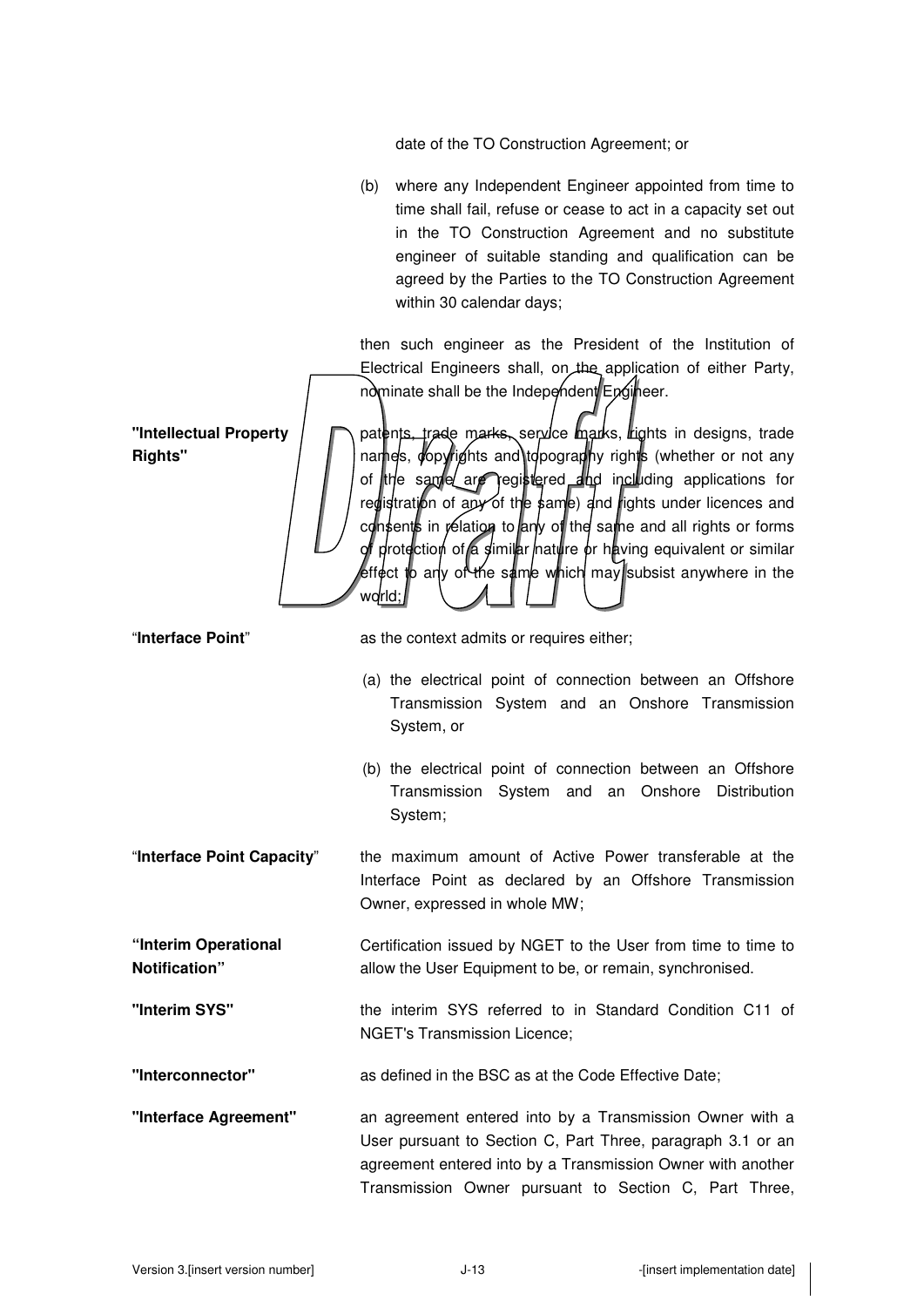date of the TO Construction Agreement; or

(b) where any Independent Engineer appointed from time to time shall fail, refuse or cease to act in a capacity set out in the TO Construction Agreement and no substitute engineer of suitable standing and qualification can be agreed by the Parties to the TO Construction Agreement within 30 calendar days;

then such engineer as the President of the Institution of Electrical Engineers shall, on the application of either Party, nominate shall be the Independent Engineer.

| | |
|---|---|
| **"Intellectual Property Rights"** | patents, trade marks, service marks, rights in designs, trade names, copyrights and topography rights (whether or not any of the same are registered and including applications for registration of any of the same) and rights under licences and consents in relation to any of the same and all rights or forms of protection of a similar nature or having equivalent or similar effect to any of the same which may subsist anywhere in the world; |
| "**Interface Point**" | as the context admits or requires either;<br><br>(a) the electrical point of connection between an Offshore Transmission System and an Onshore Transmission System, or<br><br>(b) the electrical point of connection between an Offshore Transmission System and an Onshore Distribution System; |
| "**Interface Point Capacity**" | the maximum amount of Active Power transferable at the Interface Point as declared by an Offshore Transmission Owner, expressed in whole MW; |
| **"Interim Operational Notification"** | Certification issued by NGET to the User from time to time to allow the User Equipment to be, or remain, synchronised. |
| **"Interim SYS"** | the interim SYS referred to in Standard Condition C11 of NGET's Transmission Licence; |
| **"Interconnector"** | as defined in the BSC as at the Code Effective Date; |
| **"Interface Agreement"** | an agreement entered into by a Transmission Owner with a User pursuant to Section C, Part Three, paragraph 3.1 or an agreement entered into by a Transmission Owner with another Transmission Owner pursuant to Section C, Part Three, |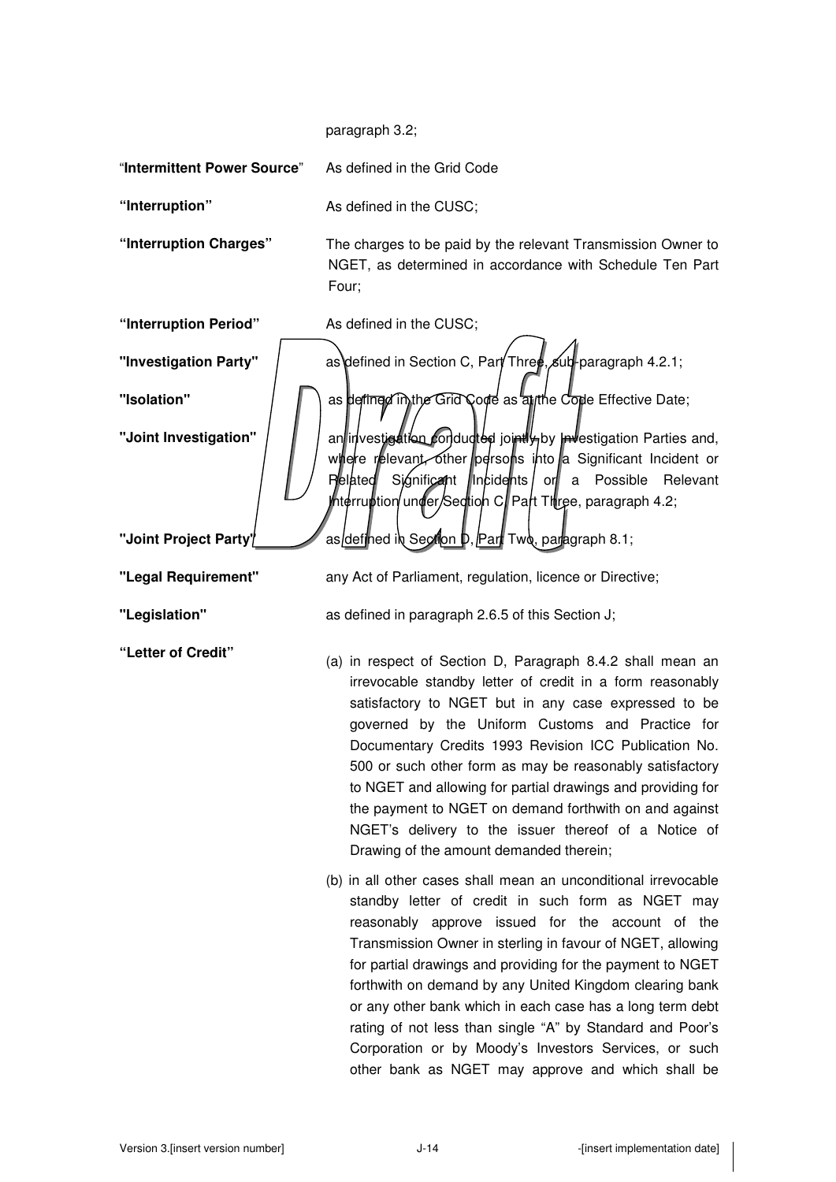paragraph 3.2;

| | |
|---|---|
| "**Intermittent Power Source**" | As defined in the Grid Code |
| **"Interruption"** | As defined in the CUSC; |
| **"Interruption Charges"** | The charges to be paid by the relevant Transmission Owner to NGET, as determined in accordance with Schedule Ten Part Four; |
| **"Interruption Period"** | As defined in the CUSC; |
| **"Investigation Party"** | as defined in Section C, Part Three, sub-paragraph 4.2.1; |
| **"Isolation"** | as defined in the Grid Code as at the Code Effective Date; |
| **"Joint Investigation"** | an investigation conducted jointly by Investigation Parties and, where relevant, other persons into a Significant Incident or Related Significant Incidents or a Possible Relevant Interruption under Section C, Part Three, paragraph 4.2; |
| **"Joint Project Party"** | as defined in Section D, Part Two, paragraph 8.1; |
| **"Legal Requirement"** | any Act of Parliament, regulation, licence or Directive; |
| **"Legislation"** | as defined in paragraph 2.6.5 of this Section J; |
| **"Letter of Credit"** | (a) in respect of Section D, Paragraph 8.4.2 shall mean an irrevocable standby letter of credit in a form reasonably satisfactory to NGET but in any case expressed to be governed by the Uniform Customs and Practice for Documentary Credits 1993 Revision ICC Publication No. 500 or such other form as may be reasonably satisfactory to NGET and allowing for partial drawings and providing for the payment to NGET on demand forthwith on and against NGET's delivery to the issuer thereof of a Notice of Drawing of the amount demanded therein;<br><br>(b) in all other cases shall mean an unconditional irrevocable standby letter of credit in such form as NGET may reasonably approve issued for the account of the Transmission Owner in sterling in favour of NGET, allowing for partial drawings and providing for the payment to NGET forthwith on demand by any United Kingdom clearing bank or any other bank which in each case has a long term debt rating of not less than single "A" by Standard and Poor's Corporation or by Moody's Investors Services, or such other bank as NGET may approve and which shall be |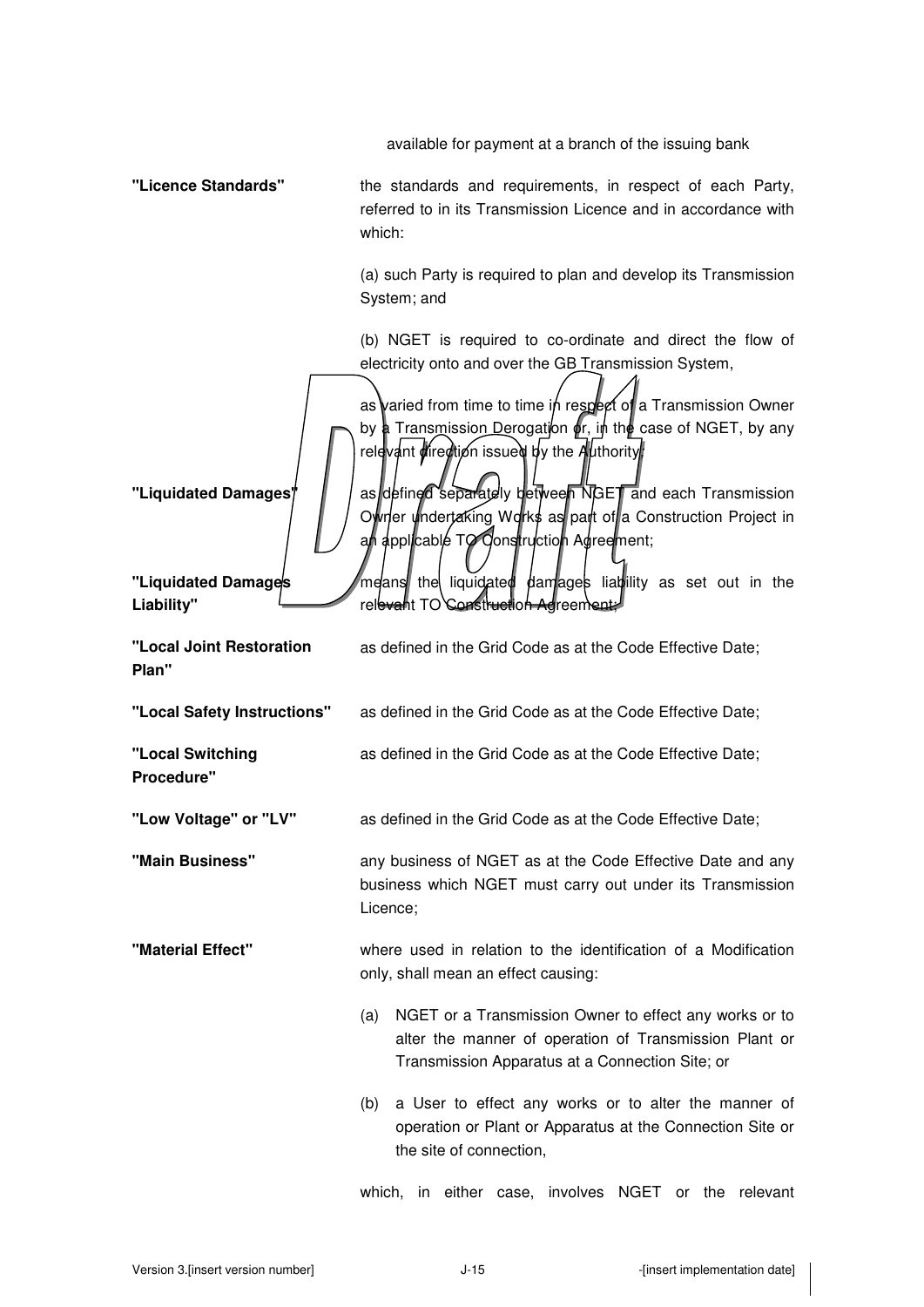available for payment at a branch of the issuing bank

| | |
|---|---|
| **"Licence Standards"** | the standards and requirements, in respect of each Party, referred to in its Transmission Licence and in accordance with which:<br><br>(a) such Party is required to plan and develop its Transmission System; and<br><br>(b) NGET is required to co-ordinate and direct the flow of electricity onto and over the GB Transmission System,<br><br>as varied from time to time in respect of a Transmission Owner by a Transmission Derogation or, in the case of NGET, by any relevant direction issued by the Authority; |
| **"Liquidated Damages"** | as defined separately between NGET and each Transmission Owner undertaking Works as part of a Construction Project in an applicable TO Construction Agreement; |
| **"Liquidated Damages Liability"** | means the liquidated damages liability as set out in the relevant TO Construction Agreement; |
| **"Local Joint Restoration Plan"** | as defined in the Grid Code as at the Code Effective Date; |
| **"Local Safety Instructions"** | as defined in the Grid Code as at the Code Effective Date; |
| **"Local Switching Procedure"** | as defined in the Grid Code as at the Code Effective Date; |
| **"Low Voltage" or "LV"** | as defined in the Grid Code as at the Code Effective Date; |
| **"Main Business"** | any business of NGET as at the Code Effective Date and any business which NGET must carry out under its Transmission Licence; |
| **"Material Effect"** | where used in relation to the identification of a Modification only, shall mean an effect causing:<br><br>(a) NGET or a Transmission Owner to effect any works or to alter the manner of operation of Transmission Plant or Transmission Apparatus at a Connection Site; or<br><br>(b) a User to effect any works or to alter the manner of operation or Plant or Apparatus at the Connection Site or the site of connection,<br><br>which, in either case, involves NGET or the relevant |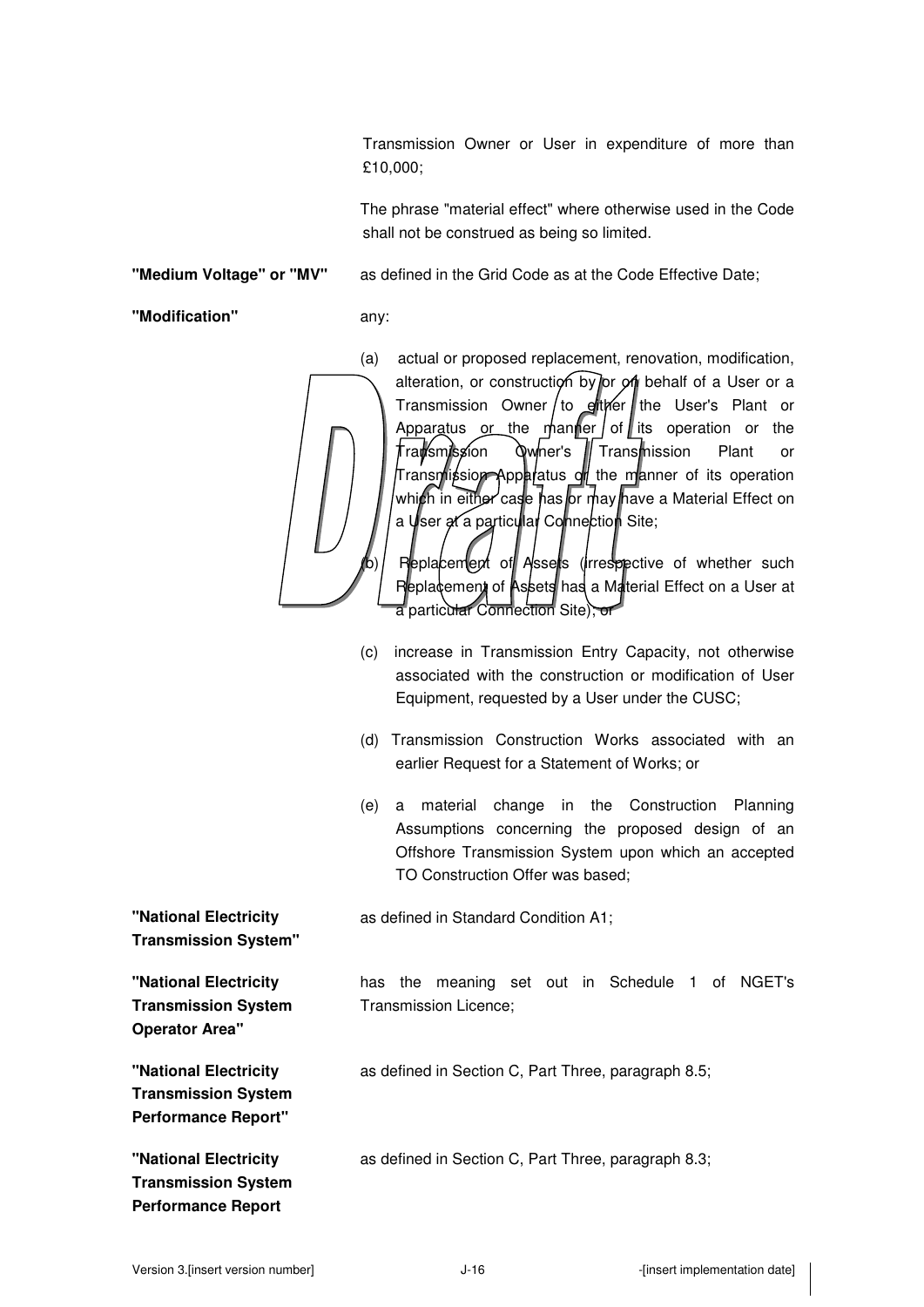Transmission Owner or User in expenditure of more than £10,000;

The phrase "material effect" where otherwise used in the Code shall not be construed as being so limited.

**"Medium Voltage" or "MV"** as defined in the Grid Code as at the Code Effective Date;

**"Modification"** any:

(a) actual or proposed replacement, renovation, modification, alteration, or construction by or on behalf of a User or a Transmission Owner to either the User's Plant or Apparatus or the manner of its operation or the Transmission Owner's Transmission Plant or Transmission Apparatus or the manner of its operation which in either case has or may have a Material Effect on a User at a particular Connection Site;

(b) Replacement of Assets (irrespective of whether such Replacement of Assets has a Material Effect on a User at a particular Connection Site); or

(c) increase in Transmission Entry Capacity, not otherwise associated with the construction or modification of User Equipment, requested by a User under the CUSC;

(d) Transmission Construction Works associated with an earlier Request for a Statement of Works; or

(e) a material change in the Construction Planning Assumptions concerning the proposed design of an Offshore Transmission System upon which an accepted TO Construction Offer was based;

**"National Electricity Transmission System"** as defined in Standard Condition A1;

**"National Electricity Transmission System Operator Area"** has the meaning set out in Schedule 1 of NGET's Transmission Licence;

**"National Electricity Transmission System Performance Report"** as defined in Section C, Part Three, paragraph 8.5;

**"National Electricity Transmission System Performance Report** as defined in Section C, Part Three, paragraph 8.3;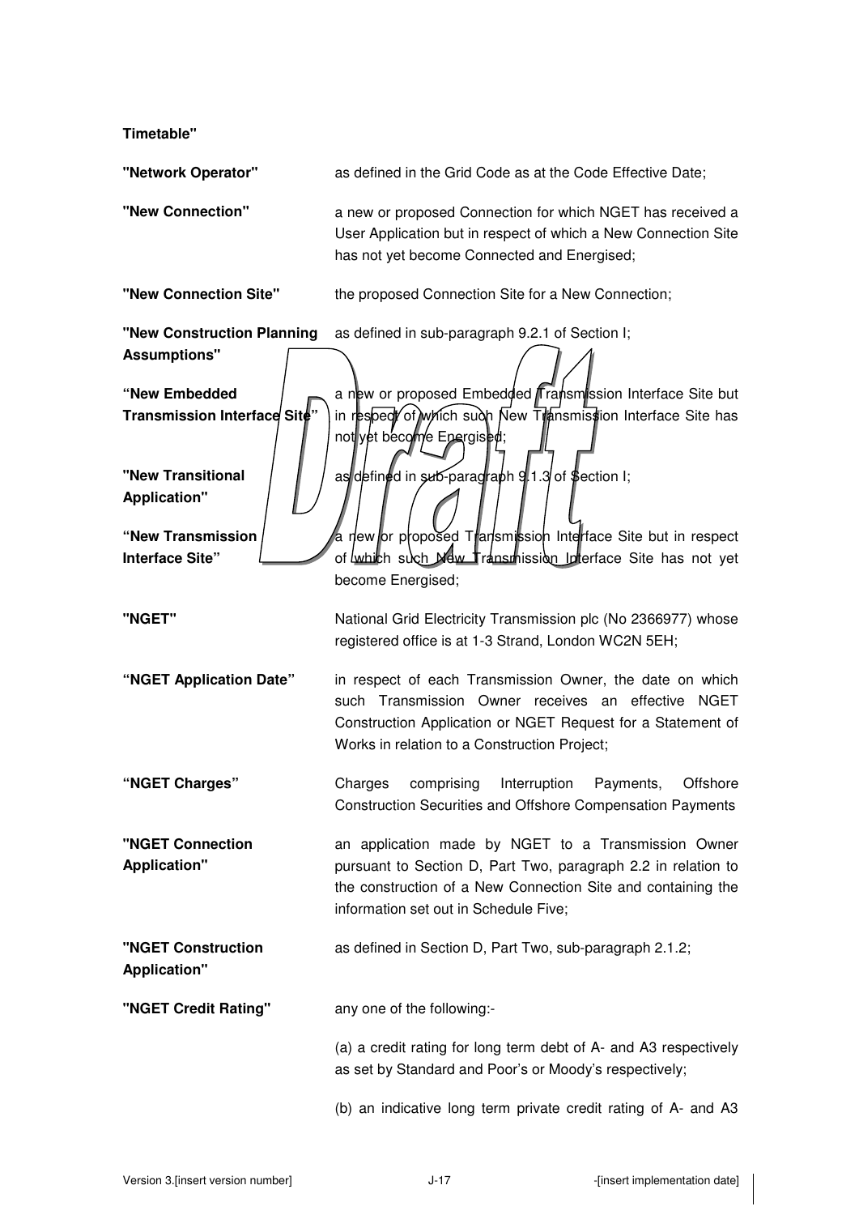**Timetable"**

| | |
|---|---|
| **"Network Operator"** | as defined in the Grid Code as at the Code Effective Date; |
| **"New Connection"** | a new or proposed Connection for which NGET has received a User Application but in respect of which a New Connection Site has not yet become Connected and Energised; |
| **"New Connection Site"** | the proposed Connection Site for a New Connection; |
| **"New Construction Planning Assumptions"** | as defined in sub-paragraph 9.2.1 of Section I; |
| **"New Embedded Transmission Interface Site"** | a new or proposed Embedded Transmission Interface Site but in respect of which such New Transmission Interface Site has not yet become Energised; |
| **"New Transitional Application"** | as defined in sub-paragraph 9.1.3 of Section I; |
| **"New Transmission Interface Site"** | a new or proposed Transmission Interface Site but in respect of which such New Transmission Interface Site has not yet become Energised; |
| **"NGET"** | National Grid Electricity Transmission plc (No 2366977) whose registered office is at 1-3 Strand, London WC2N 5EH; |
| **"NGET Application Date"** | in respect of each Transmission Owner, the date on which such Transmission Owner receives an effective NGET Construction Application or NGET Request for a Statement of Works in relation to a Construction Project; |
| **"NGET Charges"** | Charges comprising Interruption Payments, Offshore Construction Securities and Offshore Compensation Payments |
| **"NGET Connection Application"** | an application made by NGET to a Transmission Owner pursuant to Section D, Part Two, paragraph 2.2 in relation to the construction of a New Connection Site and containing the information set out in Schedule Five; |
| **"NGET Construction Application"** | as defined in Section D, Part Two, sub-paragraph 2.1.2; |
| **"NGET Credit Rating"** | any one of the following:-<br><br>(a) a credit rating for long term debt of A- and A3 respectively as set by Standard and Poor's or Moody's respectively;<br><br>(b) an indicative long term private credit rating of A- and A3 |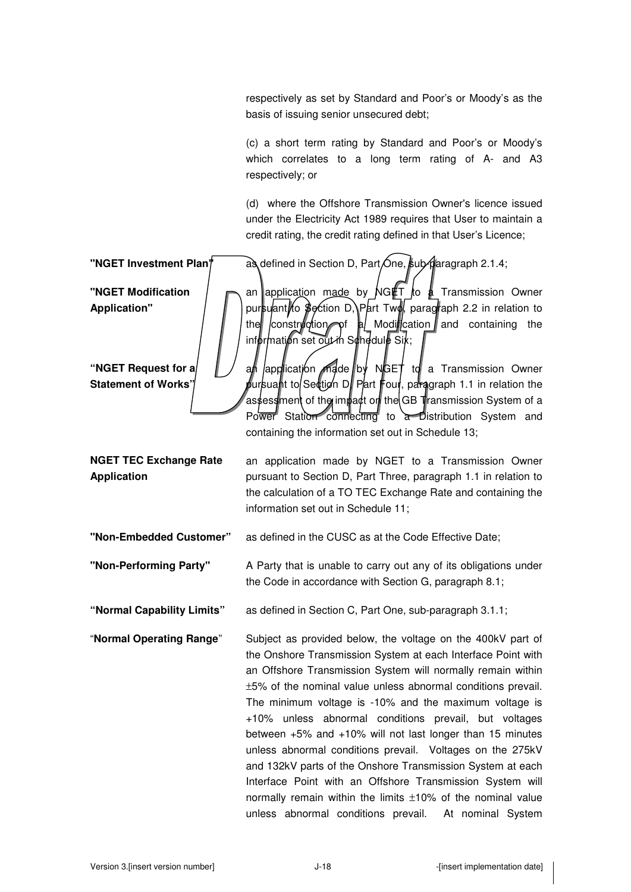respectively as set by Standard and Poor's or Moody's as the basis of issuing senior unsecured debt;

(c) a short term rating by Standard and Poor's or Moody's which correlates to a long term rating of A- and A3 respectively; or

(d) where the Offshore Transmission Owner's licence issued under the Electricity Act 1989 requires that User to maintain a credit rating, the credit rating defined in that User's Licence;

| | |
|---|---|
| **"NGET Investment Plan"** | as defined in Section D, Part One, sub-paragraph 2.1.4; |
| **"NGET Modification Application"** | an application made by NGET to a Transmission Owner pursuant to Section D, Part Two, paragraph 2.2 in relation to the construction of a Modification and containing the information set out in Schedule Six; |
| **"NGET Request for a Statement of Works"** | an application made by NGET to a Transmission Owner pursuant to Section D, Part Four, paragraph 1.1 in relation the assessment of the impact on the GB Transmission System of a Power Station connecting to a Distribution System and containing the information set out in Schedule 13; |
| **NGET TEC Exchange Rate Application** | an application made by NGET to a Transmission Owner pursuant to Section D, Part Three, paragraph 1.1 in relation to the calculation of a TO TEC Exchange Rate and containing the information set out in Schedule 11; |
| **"Non-Embedded Customer"** | as defined in the CUSC as at the Code Effective Date; |
| **"Non-Performing Party"** | A Party that is unable to carry out any of its obligations under the Code in accordance with Section G, paragraph 8.1; |
| **"Normal Capability Limits"** | as defined in Section C, Part One, sub-paragraph 3.1.1; |
| "**Normal Operating Range**" | Subject as provided below, the voltage on the 400kV part of the Onshore Transmission System at each Interface Point with an Offshore Transmission System will normally remain within ±5% of the nominal value unless abnormal conditions prevail. The minimum voltage is -10% and the maximum voltage is +10% unless abnormal conditions prevail, but voltages between +5% and +10% will not last longer than 15 minutes unless abnormal conditions prevail. Voltages on the 275kV and 132kV parts of the Onshore Transmission System at each Interface Point with an Offshore Transmission System will normally remain within the limits ±10% of the nominal value unless abnormal conditions prevail. At nominal System |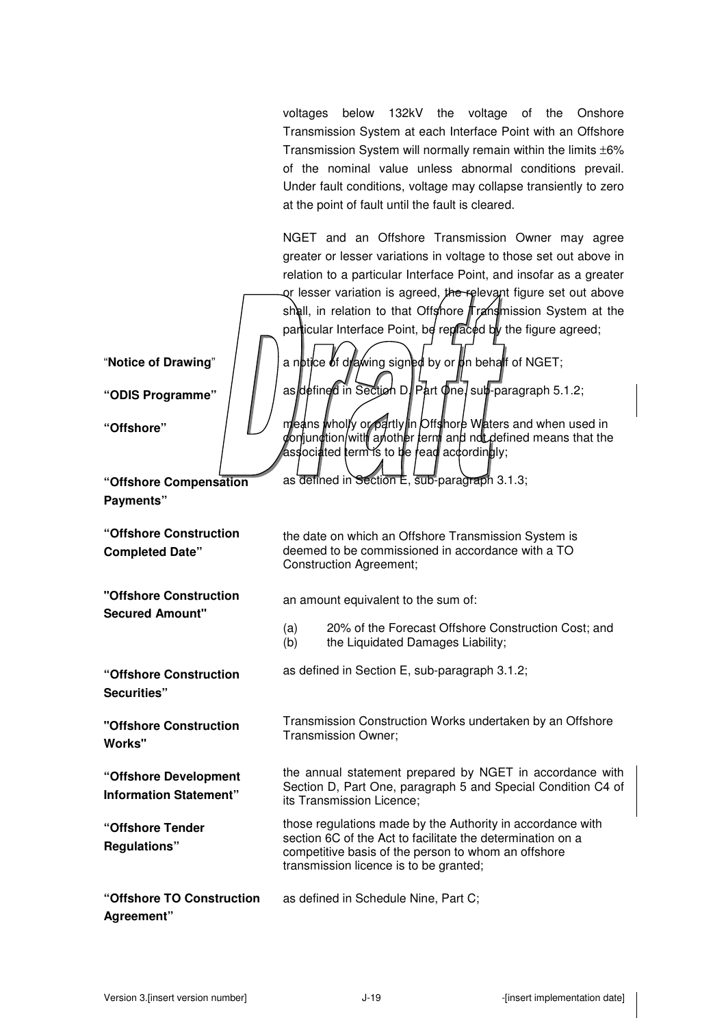voltages below 132kV the voltage of the Onshore Transmission System at each Interface Point with an Offshore Transmission System will normally remain within the limits ±6% of the nominal value unless abnormal conditions prevail. Under fault conditions, voltage may collapse transiently to zero at the point of fault until the fault is cleared.

NGET and an Offshore Transmission Owner may agree greater or lesser variations in voltage to those set out above in relation to a particular Interface Point, and insofar as a greater or lesser variation is agreed, the relevant figure set out above shall, in relation to that Offshore Transmission System at the particular Interface Point, be replaced by the figure agreed;

| | |
|---|---|
| "**Notice of Drawing**" | a notice of drawing signed by or on behalf of NGET; |
| **"ODIS Programme"** | as defined in Section D, Part One, sub-paragraph 5.1.2; |
| **"Offshore"** | means wholly or partly in Offshore Waters and when used in conjunction with another term and not defined means that the associated term is to be read accordingly; |
| **"Offshore Compensation Payments"** | as defined in Section E, sub-paragraph 3.1.3; |
| **"Offshore Construction Completed Date"** | the date on which an Offshore Transmission System is deemed to be commissioned in accordance with a TO Construction Agreement; |
| **"Offshore Construction Secured Amount"** | an amount equivalent to the sum of:<br>(a) 20% of the Forecast Offshore Construction Cost; and<br>(b) the Liquidated Damages Liability; |
| **"Offshore Construction Securities"** | as defined in Section E, sub-paragraph 3.1.2; |
| **"Offshore Construction Works"** | Transmission Construction Works undertaken by an Offshore Transmission Owner; |
| **"Offshore Development Information Statement"** | the annual statement prepared by NGET in accordance with Section D, Part One, paragraph 5 and Special Condition C4 of its Transmission Licence; |
| **"Offshore Tender Regulations"** | those regulations made by the Authority in accordance with section 6C of the Act to facilitate the determination on a competitive basis of the person to whom an offshore transmission licence is to be granted; |
| **"Offshore TO Construction Agreement"** | as defined in Schedule Nine, Part C; |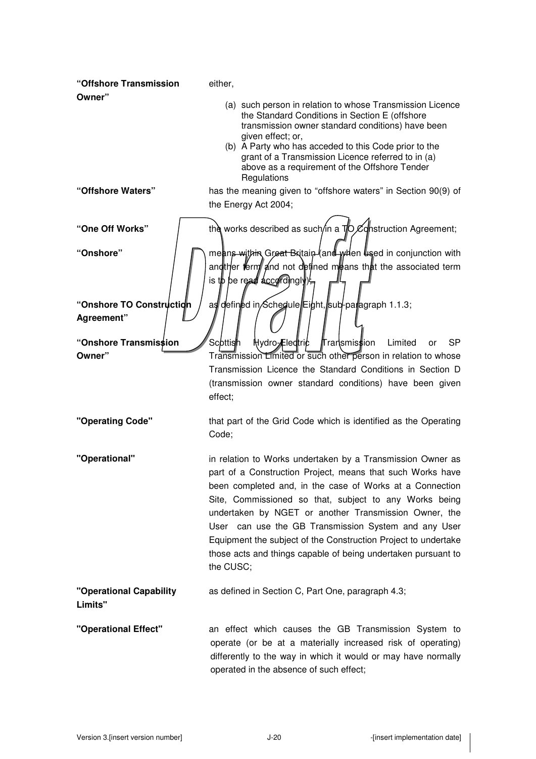| | |
|---|---|
| **"Offshore Transmission Owner"** | either,<br>(a) such person in relation to whose Transmission Licence the Standard Conditions in Section E (offshore transmission owner standard conditions) have been given effect; or,<br>(b) A Party who has acceded to this Code prior to the grant of a Transmission Licence referred to in (a) above as a requirement of the Offshore Tender Regulations |
| **"Offshore Waters"** | has the meaning given to "offshore waters" in Section 90(9) of the Energy Act 2004; |
| **"One Off Works"** | the works described as such in a TO Construction Agreement; |
| **"Onshore"** | means within Great Britain (and when used in conjunction with another term and not defined means that the associated term is to be read accordingly); |
| **"Onshore TO Construction Agreement"** | as defined in Schedule Eight, sub-paragraph 1.1.3; |
| **"Onshore Transmission Owner"** | Scottish Hydro-Electric Transmission Limited or SP Transmission Limited or such other person in relation to whose Transmission Licence the Standard Conditions in Section D (transmission owner standard conditions) have been given effect; |
| **"Operating Code"** | that part of the Grid Code which is identified as the Operating Code; |
| **"Operational"** | in relation to Works undertaken by a Transmission Owner as part of a Construction Project, means that such Works have been completed and, in the case of Works at a Connection Site, Commissioned so that, subject to any Works being undertaken by NGET or another Transmission Owner, the User can use the GB Transmission System and any User Equipment the subject of the Construction Project to undertake those acts and things capable of being undertaken pursuant to the CUSC; |
| **"Operational Capability Limits"** | as defined in Section C, Part One, paragraph 4.3; |
| **"Operational Effect"** | an effect which causes the GB Transmission System to operate (or be at a materially increased risk of operating) differently to the way in which it would or may have normally operated in the absence of such effect; |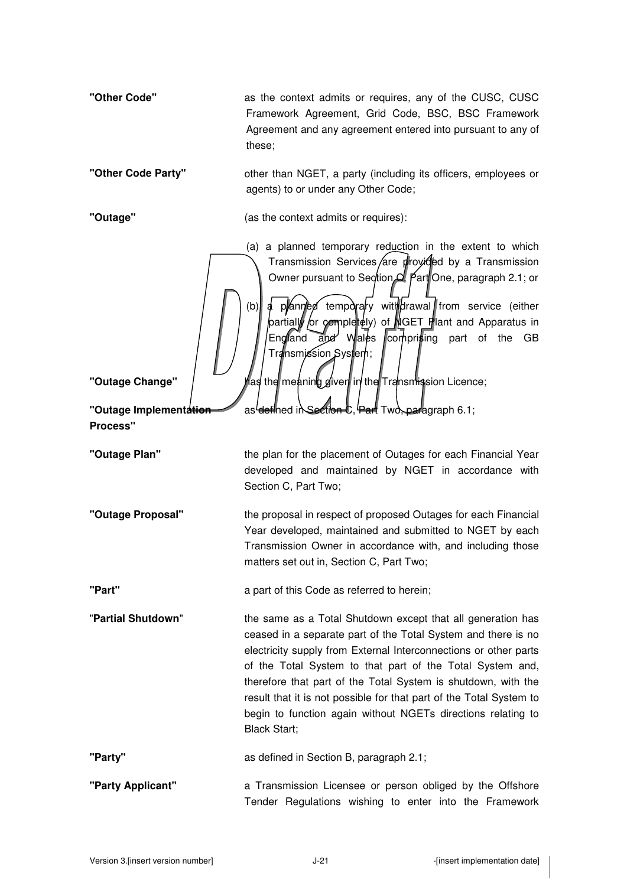**"Other Code"** as the context admits or requires, any of the CUSC, CUSC Framework Agreement, Grid Code, BSC, BSC Framework Agreement and any agreement entered into pursuant to any of these;

**"Other Code Party"** other than NGET, a party (including its officers, employees or agents) to or under any Other Code;

**"Outage"** (as the context admits or requires):

(a) a planned temporary reduction in the extent to which Transmission Services are provided by a Transmission Owner pursuant to Section C, Part One, paragraph 2.1; or

(b) a planned temporary withdrawal from service (either partially or completely) of NGET Plant and Apparatus in England and Wales comprising part of the GB Transmission System;

**"Outage Change"** has the meaning given in the Transmission Licence;

**"Outage Implementation Process"** as defined in Section C, Part Two, paragraph 6.1;

**"Outage Plan"** the plan for the placement of Outages for each Financial Year developed and maintained by NGET in accordance with Section C, Part Two;

**"Outage Proposal"** the proposal in respect of proposed Outages for each Financial Year developed, maintained and submitted to NGET by each Transmission Owner in accordance with, and including those matters set out in, Section C, Part Two;

**"Part"** a part of this Code as referred to herein;

**"Partial Shutdown"** the same as a Total Shutdown except that all generation has ceased in a separate part of the Total System and there is no electricity supply from External Interconnections or other parts of the Total System to that part of the Total System and, therefore that part of the Total System is shutdown, with the result that it is not possible for that part of the Total System to begin to function again without NGETs directions relating to Black Start;

**"Party"** as defined in Section B, paragraph 2.1;

**"Party Applicant"** a Transmission Licensee or person obliged by the Offshore Tender Regulations wishing to enter into the Framework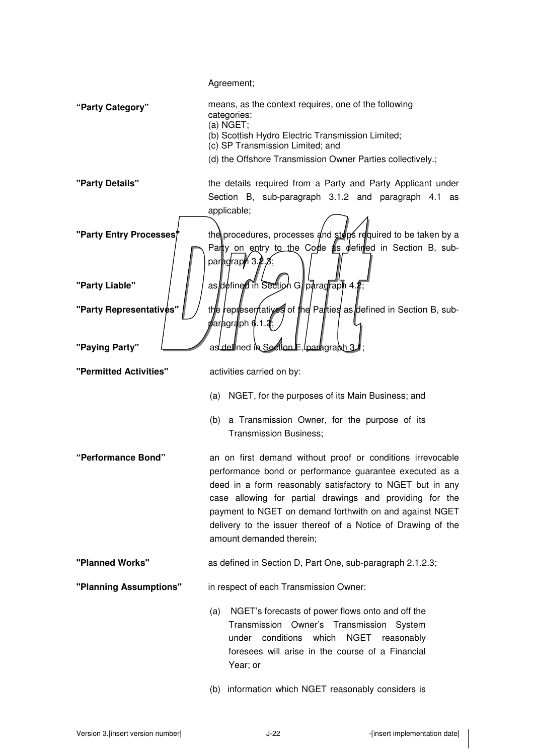Agreement;

| | |
|---|---|
| **"Party Category"** | means, as the context requires, one of the following categories:<br>(a) NGET;<br>(b) Scottish Hydro Electric Transmission Limited;<br>(c) SP Transmission Limited; and<br>(d) the Offshore Transmission Owner Parties collectively.; |
| **"Party Details"** | the details required from a Party and Party Applicant under Section B, sub-paragraph 3.1.2 and paragraph 4.1 as applicable; |
| **"Party Entry Processes"** | the procedures, processes and steps required to be taken by a Party on entry to the Code as defined in Section B, sub-paragraph 3.2.3; |
| **"Party Liable"** | as defined in Section G, paragraph 4.2; |
| **"Party Representatives"** | the representatives of the Parties as defined in Section B, sub-paragraph 6.1.2; |
| **"Paying Party"** | as defined in Section E, paragraph 3.1; |
| **"Permitted Activities"** | activities carried on by:<br>(a) NGET, for the purposes of its Main Business; and<br>(b) a Transmission Owner, for the purpose of its Transmission Business; |
| **"Performance Bond"** | an on first demand without proof or conditions irrevocable performance bond or performance guarantee executed as a deed in a form reasonably satisfactory to NGET but in any case allowing for partial drawings and providing for the payment to NGET on demand forthwith on and against NGET delivery to the issuer thereof of a Notice of Drawing of the amount demanded therein; |
| **"Planned Works"** | as defined in Section D, Part One, sub-paragraph 2.1.2.3; |
| **"Planning Assumptions"** | in respect of each Transmission Owner:<br>(a) NGET's forecasts of power flows onto and off the Transmission Owner's Transmission System under conditions which NGET reasonably foresees will arise in the course of a Financial Year; or<br>(b) information which NGET reasonably considers is |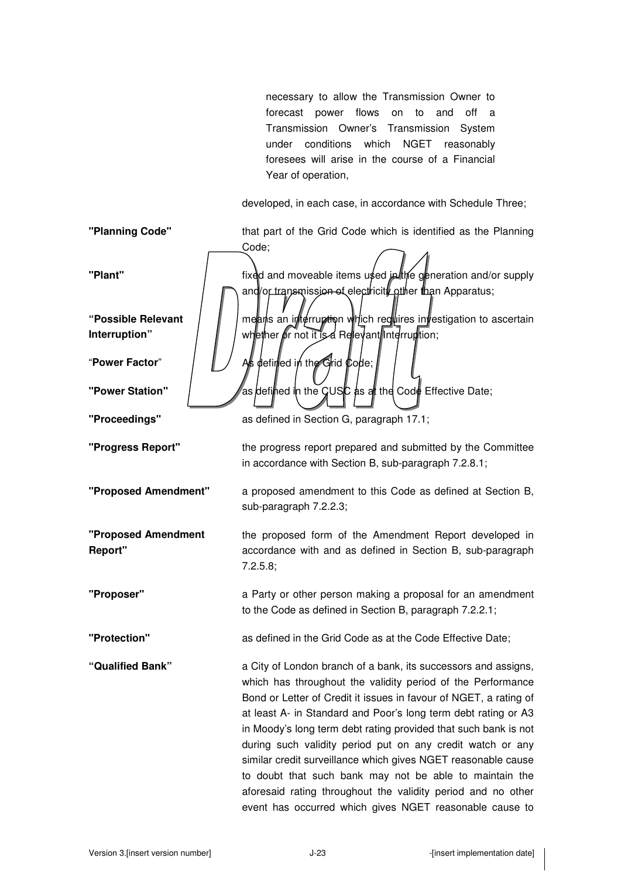necessary to allow the Transmission Owner to forecast power flows on to and off a Transmission Owner's Transmission System under conditions which NGET reasonably foresees will arise in the course of a Financial Year of operation,

developed, in each case, in accordance with Schedule Three;

| | |
|---|---|
| **"Planning Code"** | that part of the Grid Code which is identified as the Planning Code; |
| **"Plant"** | fixed and moveable items used in the generation and/or supply and/or transmission of electricity other than Apparatus; |
| **"Possible Relevant Interruption"** | means an interruption which requires investigation to ascertain whether or not it is a Relevant Interruption; |
| "**Power Factor**" | As defined in the Grid Code; |
| **"Power Station"** | as defined in the CUSC as at the Code Effective Date; |
| **"Proceedings"** | as defined in Section G, paragraph 17.1; |
| **"Progress Report"** | the progress report prepared and submitted by the Committee in accordance with Section B, sub-paragraph 7.2.8.1; |
| **"Proposed Amendment"** | a proposed amendment to this Code as defined at Section B, sub-paragraph 7.2.2.3; |
| **"Proposed Amendment Report"** | the proposed form of the Amendment Report developed in accordance with and as defined in Section B, sub-paragraph 7.2.5.8; |
| **"Proposer"** | a Party or other person making a proposal for an amendment to the Code as defined in Section B, paragraph 7.2.2.1; |
| **"Protection"** | as defined in the Grid Code as at the Code Effective Date; |
| **"Qualified Bank"** | a City of London branch of a bank, its successors and assigns, which has throughout the validity period of the Performance Bond or Letter of Credit it issues in favour of NGET, a rating of at least A- in Standard and Poor's long term debt rating or A3 in Moody's long term debt rating provided that such bank is not during such validity period put on any credit watch or any similar credit surveillance which gives NGET reasonable cause to doubt that such bank may not be able to maintain the aforesaid rating throughout the validity period and no other event has occurred which gives NGET reasonable cause to |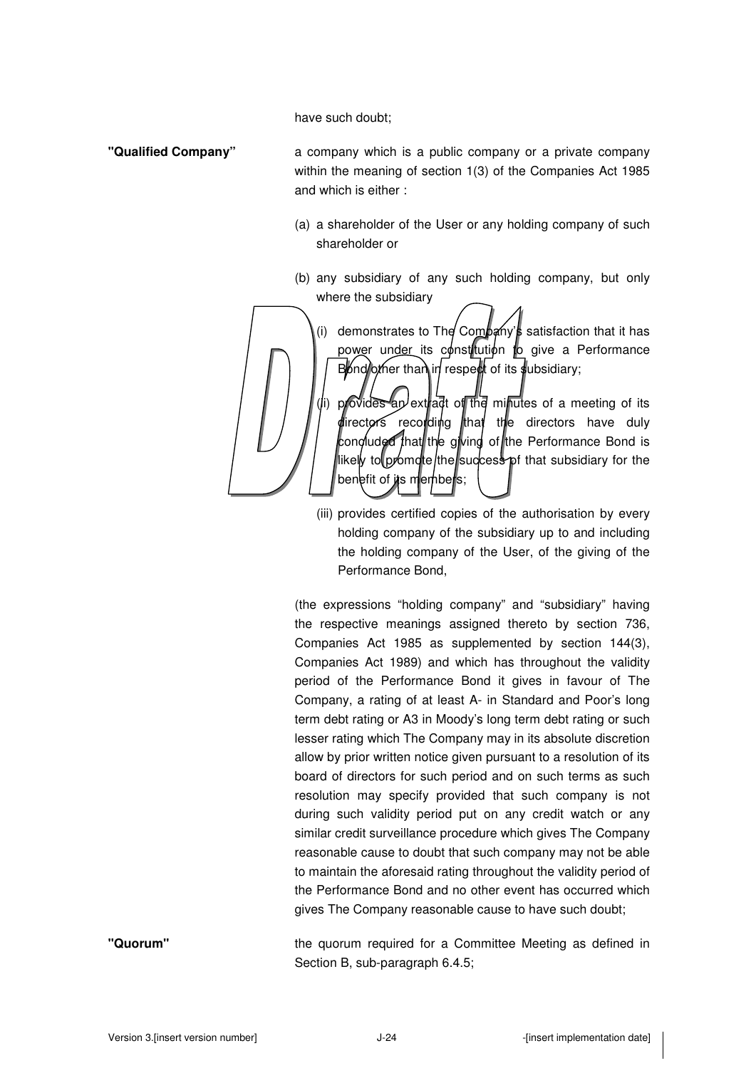have such doubt;

**"Qualified Company"** a company which is a public company or a private company within the meaning of section 1(3) of the Companies Act 1985 and which is either :

(a) a shareholder of the User or any holding company of such shareholder or

(b) any subsidiary of any such holding company, but only where the subsidiary

(i) demonstrates to The Company's satisfaction that it has power under its constitution to give a Performance Bond other than in respect of its subsidiary;

(ii) provides an extract of the minutes of a meeting of its directors recording that the directors have duly concluded that the giving of the Performance Bond is likely to promote the success of that subsidiary for the benefit of its members;

(iii) provides certified copies of the authorisation by every holding company of the subsidiary up to and including the holding company of the User, of the giving of the Performance Bond,

(the expressions "holding company" and "subsidiary" having the respective meanings assigned thereto by section 736, Companies Act 1985 as supplemented by section 144(3), Companies Act 1989) and which has throughout the validity period of the Performance Bond it gives in favour of The Company, a rating of at least A- in Standard and Poor's long term debt rating or A3 in Moody's long term debt rating or such lesser rating which The Company may in its absolute discretion allow by prior written notice given pursuant to a resolution of its board of directors for such period and on such terms as such resolution may specify provided that such company is not during such validity period put on any credit watch or any similar credit surveillance procedure which gives The Company reasonable cause to doubt that such company may not be able to maintain the aforesaid rating throughout the validity period of the Performance Bond and no other event has occurred which gives The Company reasonable cause to have such doubt;

**"Quorum"** the quorum required for a Committee Meeting as defined in Section B, sub-paragraph 6.4.5;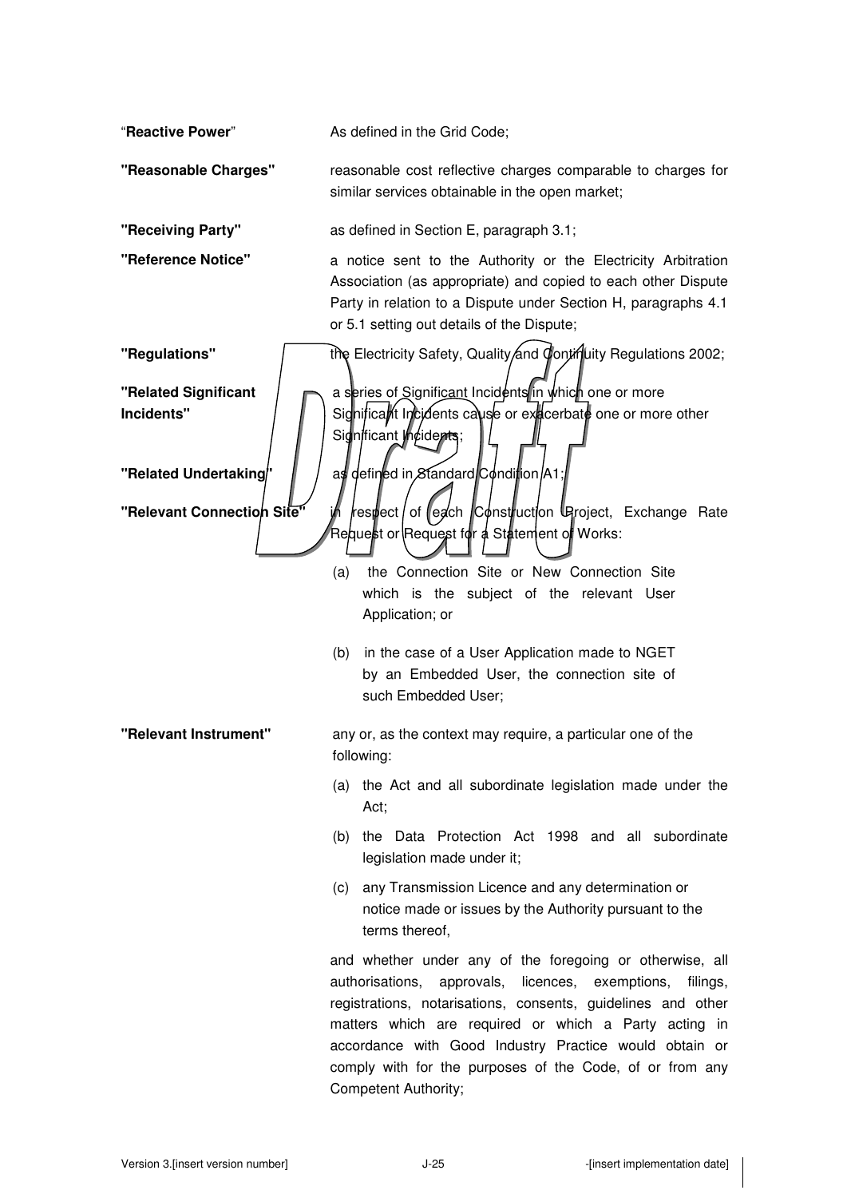**"Reactive Power"** — As defined in the Grid Code;

**"Reasonable Charges"** — reasonable cost reflective charges comparable to charges for similar services obtainable in the open market;

**"Receiving Party"** — as defined in Section E, paragraph 3.1;

**"Reference Notice"** — a notice sent to the Authority or the Electricity Arbitration Association (as appropriate) and copied to each other Dispute Party in relation to a Dispute under Section H, paragraphs 4.1 or 5.1 setting out details of the Dispute;

**"Regulations"** — the Electricity Safety, Quality and Continuity Regulations 2002;

**"Related Significant Incidents"** — a series of Significant Incidents in which one or more Significant Incidents cause or exacerbate one or more other Significant Incidents;

**"Related Undertaking"** — as defined in Standard Condition A1;

**"Relevant Connection Site"** — in respect of each Construction Project, Exchange Rate Request or Request for a Statement of Works:

(a) the Connection Site or New Connection Site which is the subject of the relevant User Application; or

(b) in the case of a User Application made to NGET by an Embedded User, the connection site of such Embedded User;

**"Relevant Instrument"** — any or, as the context may require, a particular one of the following:

(a) the Act and all subordinate legislation made under the Act;

(b) the Data Protection Act 1998 and all subordinate legislation made under it;

(c) any Transmission Licence and any determination or notice made or issues by the Authority pursuant to the terms thereof,

and whether under any of the foregoing or otherwise, all authorisations, approvals, licences, exemptions, filings, registrations, notarisations, consents, guidelines and other matters which are required or which a Party acting in accordance with Good Industry Practice would obtain or comply with for the purposes of the Code, of or from any Competent Authority;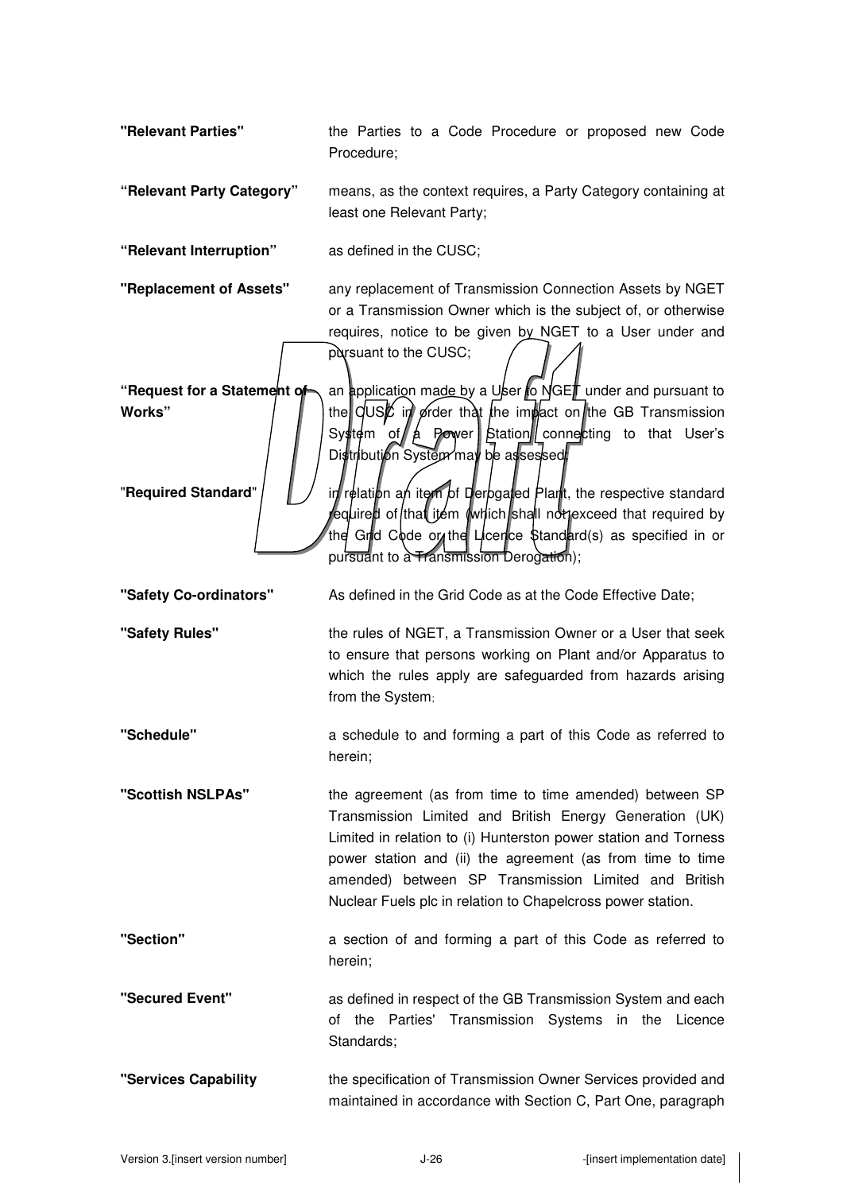**"Relevant Parties"** the Parties to a Code Procedure or proposed new Code Procedure;

**"Relevant Party Category"** means, as the context requires, a Party Category containing at least one Relevant Party;

**"Relevant Interruption"** as defined in the CUSC;

**"Replacement of Assets"** any replacement of Transmission Connection Assets by NGET or a Transmission Owner which is the subject of, or otherwise requires, notice to be given by NGET to a User under and pursuant to the CUSC;

**"Request for a Statement of Works"** an application made by a User to NGET under and pursuant to the CUSC in order that the impact on the GB Transmission System of a Power Station connecting to that User's Distribution System may be assessed;

**"Required Standard"** in relation an item of Derogated Plant, the respective standard required of that item (which shall not exceed that required by the Grid Code or the Licence Standard(s) as specified in or pursuant to a Transmission Derogation);

**"Safety Co-ordinators"** As defined in the Grid Code as at the Code Effective Date;

**"Safety Rules"** the rules of NGET, a Transmission Owner or a User that seek to ensure that persons working on Plant and/or Apparatus to which the rules apply are safeguarded from hazards arising from the System;

**"Schedule"** a schedule to and forming a part of this Code as referred to herein;

**"Scottish NSLPAs"** the agreement (as from time to time amended) between SP Transmission Limited and British Energy Generation (UK) Limited in relation to (i) Hunterston power station and Torness power station and (ii) the agreement (as from time to time amended) between SP Transmission Limited and British Nuclear Fuels plc in relation to Chapelcross power station.

**"Section"** a section of and forming a part of this Code as referred to herein;

**"Secured Event"** as defined in respect of the GB Transmission System and each of the Parties' Transmission Systems in the Licence Standards;

**"Services Capability** the specification of Transmission Owner Services provided and maintained in accordance with Section C, Part One, paragraph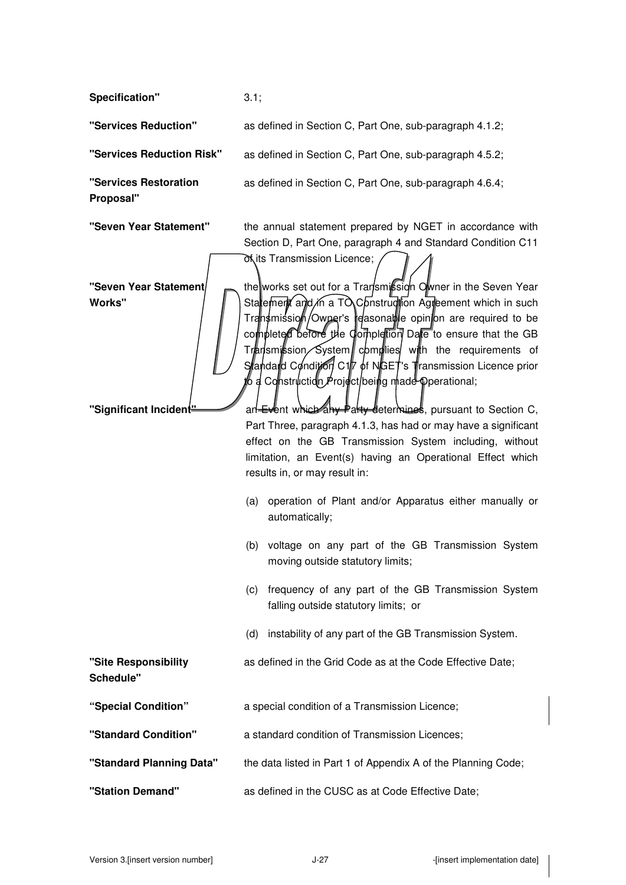| | |
|---|---|
| **Specification"** | 3.1; |
| **"Services Reduction"** | as defined in Section C, Part One, sub-paragraph 4.1.2; |
| **"Services Reduction Risk"** | as defined in Section C, Part One, sub-paragraph 4.5.2; |
| **"Services Restoration Proposal"** | as defined in Section C, Part One, sub-paragraph 4.6.4; |
| **"Seven Year Statement"** | the annual statement prepared by NGET in accordance with Section D, Part One, paragraph 4 and Standard Condition C11 of its Transmission Licence; |
| **"Seven Year Statement Works"** | the works set out for a Transmission Owner in the Seven Year Statement and in a TO Construction Agreement which in such Transmission Owner's reasonable opinion are required to be completed before the Completion Date to ensure that the GB Transmission System complies with the requirements of Standard Condition C17 of NGET's Transmission Licence prior to a Construction Project being made Operational; |
| **"Significant Incident"** | an Event which any Party determines, pursuant to Section C, Part Three, paragraph 4.1.3, has had or may have a significant effect on the GB Transmission System including, without limitation, an Event(s) having an Operational Effect which results in, or may result in:<br><br>(a) operation of Plant and/or Apparatus either manually or automatically;<br><br>(b) voltage on any part of the GB Transmission System moving outside statutory limits;<br><br>(c) frequency of any part of the GB Transmission System falling outside statutory limits; or<br><br>(d) instability of any part of the GB Transmission System. |
| **"Site Responsibility Schedule"** | as defined in the Grid Code as at the Code Effective Date; |
| **"Special Condition"** | a special condition of a Transmission Licence; |
| **"Standard Condition"** | a standard condition of Transmission Licences; |
| **"Standard Planning Data"** | the data listed in Part 1 of Appendix A of the Planning Code; |
| **"Station Demand"** | as defined in the CUSC as at Code Effective Date; |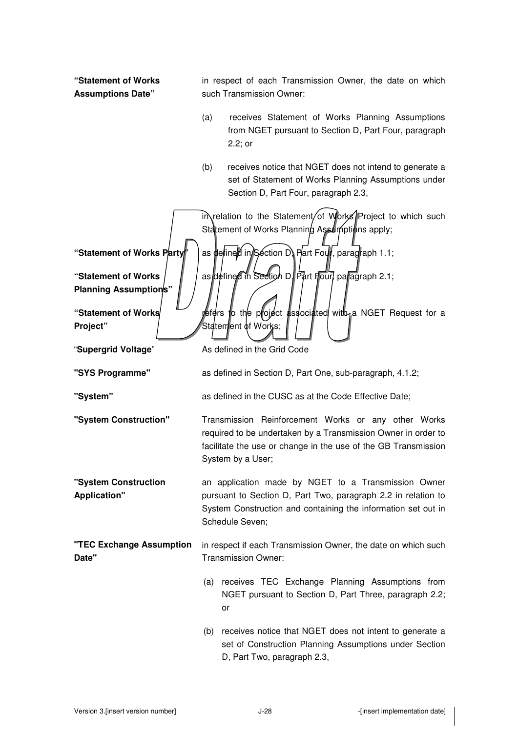**"Statement of Works Assumptions Date"** in respect of each Transmission Owner, the date on which such Transmission Owner:

(a) receives Statement of Works Planning Assumptions from NGET pursuant to Section D, Part Four, paragraph 2.2; or

(b) receives notice that NGET does not intend to generate a set of Statement of Works Planning Assumptions under Section D, Part Four, paragraph 2.3,

in relation to the Statement of Works Project to which such Statement of Works Planning Assumptions apply;

**"Statement of Works Party"** as defined in Section D, Part Four, paragraph 1.1;

**"Statement of Works Planning Assumptions"** as defined in Section D, Part Four, paragraph 2.1;

**"Statement of Works Project"** refers to the project associated with a NGET Request for a Statement of Works;

"**Supergrid Voltage**" As defined in the Grid Code

**"SYS Programme"** as defined in Section D, Part One, sub-paragraph, 4.1.2;

**"System"** as defined in the CUSC as at the Code Effective Date;

**"System Construction"** Transmission Reinforcement Works or any other Works required to be undertaken by a Transmission Owner in order to facilitate the use or change in the use of the GB Transmission System by a User;

**"System Construction Application"** an application made by NGET to a Transmission Owner pursuant to Section D, Part Two, paragraph 2.2 in relation to System Construction and containing the information set out in Schedule Seven;

**"TEC Exchange Assumption Date"** in respect if each Transmission Owner, the date on which such Transmission Owner:

(a) receives TEC Exchange Planning Assumptions from NGET pursuant to Section D, Part Three, paragraph 2.2; or

(b) receives notice that NGET does not intent to generate a set of Construction Planning Assumptions under Section D, Part Two, paragraph 2.3,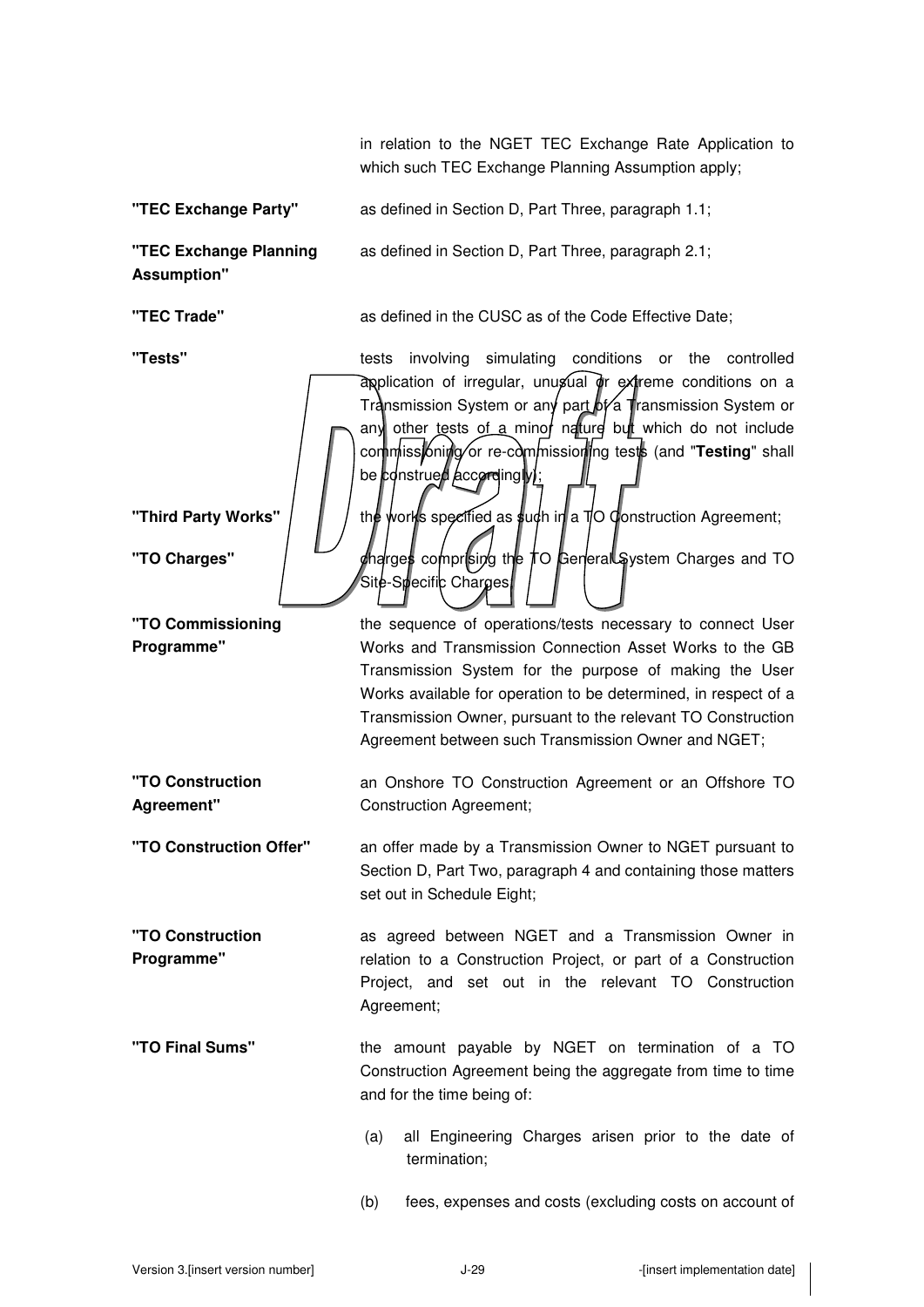in relation to the NGET TEC Exchange Rate Application to which such TEC Exchange Planning Assumption apply;

**"TEC Exchange Party"** as defined in Section D, Part Three, paragraph 1.1;

**"TEC Exchange Planning Assumption"** as defined in Section D, Part Three, paragraph 2.1;

**"TEC Trade"** as defined in the CUSC as of the Code Effective Date;

**"Tests"** tests involving simulating conditions or the controlled application of irregular, unusual or extreme conditions on a Transmission System or any part of a Transmission System or any other tests of a minor nature but which do not include commissioning or re-commissioning tests (and "**Testing**" shall be construed accordingly);

**"Third Party Works"** the works specified as such in a TO Construction Agreement;

**"TO Charges"** charges comprising the TO General System Charges and TO Site-Specific Charges;

**"TO Commissioning Programme"** the sequence of operations/tests necessary to connect User Works and Transmission Connection Asset Works to the GB Transmission System for the purpose of making the User Works available for operation to be determined, in respect of a Transmission Owner, pursuant to the relevant TO Construction Agreement between such Transmission Owner and NGET;

**"TO Construction Agreement"** an Onshore TO Construction Agreement or an Offshore TO Construction Agreement;

**"TO Construction Offer"** an offer made by a Transmission Owner to NGET pursuant to Section D, Part Two, paragraph 4 and containing those matters set out in Schedule Eight;

**"TO Construction Programme"** as agreed between NGET and a Transmission Owner in relation to a Construction Project, or part of a Construction Project, and set out in the relevant TO Construction Agreement;

**"TO Final Sums"** the amount payable by NGET on termination of a TO Construction Agreement being the aggregate from time to time and for the time being of:

(a) all Engineering Charges arisen prior to the date of termination;

(b) fees, expenses and costs (excluding costs on account of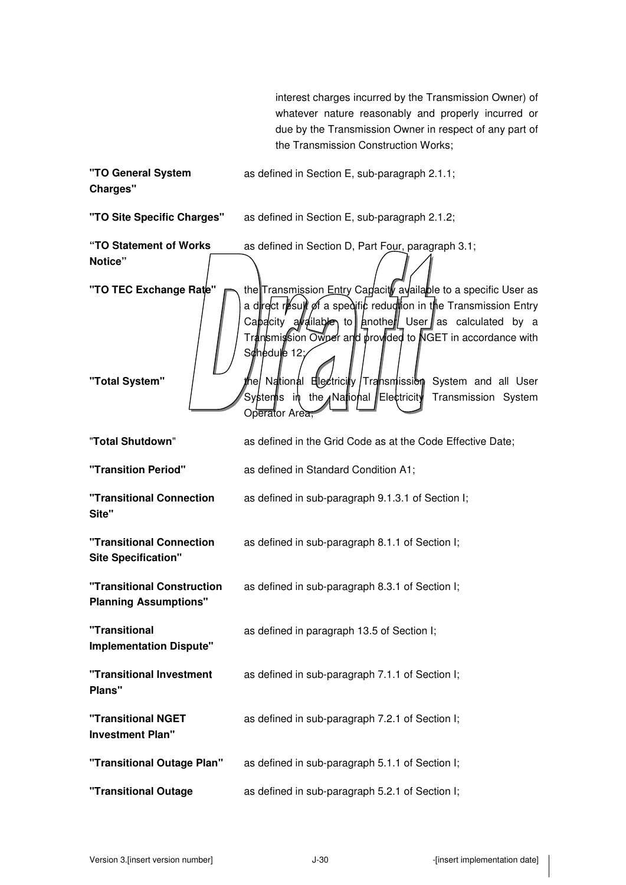interest charges incurred by the Transmission Owner) of whatever nature reasonably and properly incurred or due by the Transmission Owner in respect of any part of the Transmission Construction Works;

| | |
|---|---|
| **"TO General System Charges"** | as defined in Section E, sub-paragraph 2.1.1; |
| **"TO Site Specific Charges"** | as defined in Section E, sub-paragraph 2.1.2; |
| **"TO Statement of Works Notice"** | as defined in Section D, Part Four, paragraph 3.1; |
| **"TO TEC Exchange Rate"** | the Transmission Entry Capacity available to a specific User as a direct result of a specific reduction in the Transmission Entry Capacity available to another User as calculated by a Transmission Owner and provided to NGET in accordance with Schedule 12; |
| **"Total System"** | the National Electricity Transmission System and all User Systems in the National Electricity Transmission System Operator Area; |
| "**Total Shutdown**" | as defined in the Grid Code as at the Code Effective Date; |
| **"Transition Period"** | as defined in Standard Condition A1; |
| **"Transitional Connection Site"** | as defined in sub-paragraph 9.1.3.1 of Section I; |
| **"Transitional Connection Site Specification"** | as defined in sub-paragraph 8.1.1 of Section I; |
| **"Transitional Construction Planning Assumptions"** | as defined in sub-paragraph 8.3.1 of Section I; |
| **"Transitional Implementation Dispute"** | as defined in paragraph 13.5 of Section I; |
| **"Transitional Investment Plans"** | as defined in sub-paragraph 7.1.1 of Section I; |
| **"Transitional NGET Investment Plan"** | as defined in sub-paragraph 7.2.1 of Section I; |
| **"Transitional Outage Plan"** | as defined in sub-paragraph 5.1.1 of Section I; |
| **"Transitional Outage** | as defined in sub-paragraph 5.2.1 of Section I; |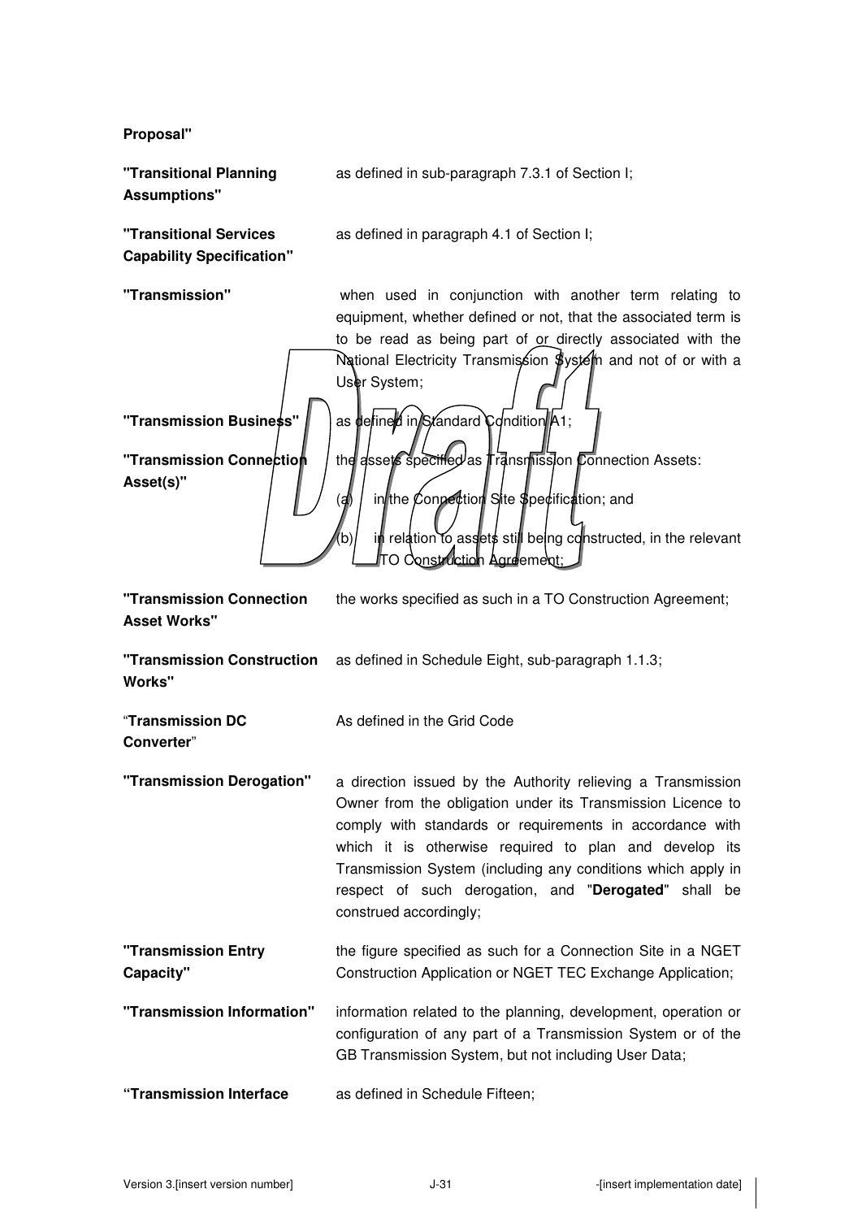**Proposal"**

| | |
|---|---|
| **"Transitional Planning Assumptions"** | as defined in sub-paragraph 7.3.1 of Section I; |
| **"Transitional Services Capability Specification"** | as defined in paragraph 4.1 of Section I; |
| **"Transmission"** | when used in conjunction with another term relating to equipment, whether defined or not, that the associated term is to be read as being part of or directly associated with the National Electricity Transmission System and not of or with a User System; |
| **"Transmission Business"** | as defined in Standard Condition A1; |
| **"Transmission Connection Asset(s)"** | the assets specified as Transmission Connection Assets:<br><br>(a) in the Connection Site Specification; and<br><br>(b) in relation to assets still being constructed, in the relevant TO Construction Agreement; |
| **"Transmission Connection Asset Works"** | the works specified as such in a TO Construction Agreement; |
| **"Transmission Construction Works"** | as defined in Schedule Eight, sub-paragraph 1.1.3; |
| "**Transmission DC Converter**" | As defined in the Grid Code |
| **"Transmission Derogation"** | a direction issued by the Authority relieving a Transmission Owner from the obligation under its Transmission Licence to comply with standards or requirements in accordance with which it is otherwise required to plan and develop its Transmission System (including any conditions which apply in respect of such derogation, and "**Derogated**" shall be construed accordingly; |
| **"Transmission Entry Capacity"** | the figure specified as such for a Connection Site in a NGET Construction Application or NGET TEC Exchange Application; |
| **"Transmission Information"** | information related to the planning, development, operation or configuration of any part of a Transmission System or of the GB Transmission System, but not including User Data; |
| **"Transmission Interface** | as defined in Schedule Fifteen; |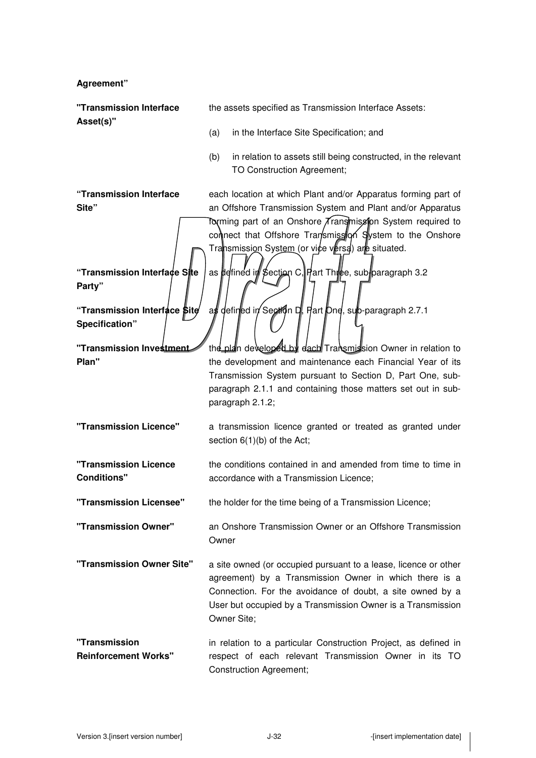**Agreement"**

| | |
|---|---|
| **"Transmission Interface Asset(s)"** | the assets specified as Transmission Interface Assets:<br>(a) in the Interface Site Specification; and<br>(b) in relation to assets still being constructed, in the relevant TO Construction Agreement; |
| **"Transmission Interface Site"** | each location at which Plant and/or Apparatus forming part of an Offshore Transmission System and Plant and/or Apparatus forming part of an Onshore Transmission System required to connect that Offshore Transmission System to the Onshore Transmission System (or vice versa) are situated. |
| **"Transmission Interface Site Party"** | as defined in Section C, Part Three, sub-paragraph 3.2 |
| **"Transmission Interface Site Specification"** | as defined in Section D, Part One, sub-paragraph 2.7.1 |
| **"Transmission Investment Plan"** | the plan developed by each Transmission Owner in relation to the development and maintenance each Financial Year of its Transmission System pursuant to Section D, Part One, sub-paragraph 2.1.1 and containing those matters set out in sub-paragraph 2.1.2; |
| **"Transmission Licence"** | a transmission licence granted or treated as granted under section 6(1)(b) of the Act; |
| **"Transmission Licence Conditions"** | the conditions contained in and amended from time to time in accordance with a Transmission Licence; |
| **"Transmission Licensee"** | the holder for the time being of a Transmission Licence; |
| **"Transmission Owner"** | an Onshore Transmission Owner or an Offshore Transmission Owner |
| **"Transmission Owner Site"** | a site owned (or occupied pursuant to a lease, licence or other agreement) by a Transmission Owner in which there is a Connection. For the avoidance of doubt, a site owned by a User but occupied by a Transmission Owner is a Transmission Owner Site; |
| **"Transmission Reinforcement Works"** | in relation to a particular Construction Project, as defined in respect of each relevant Transmission Owner in its TO Construction Agreement; |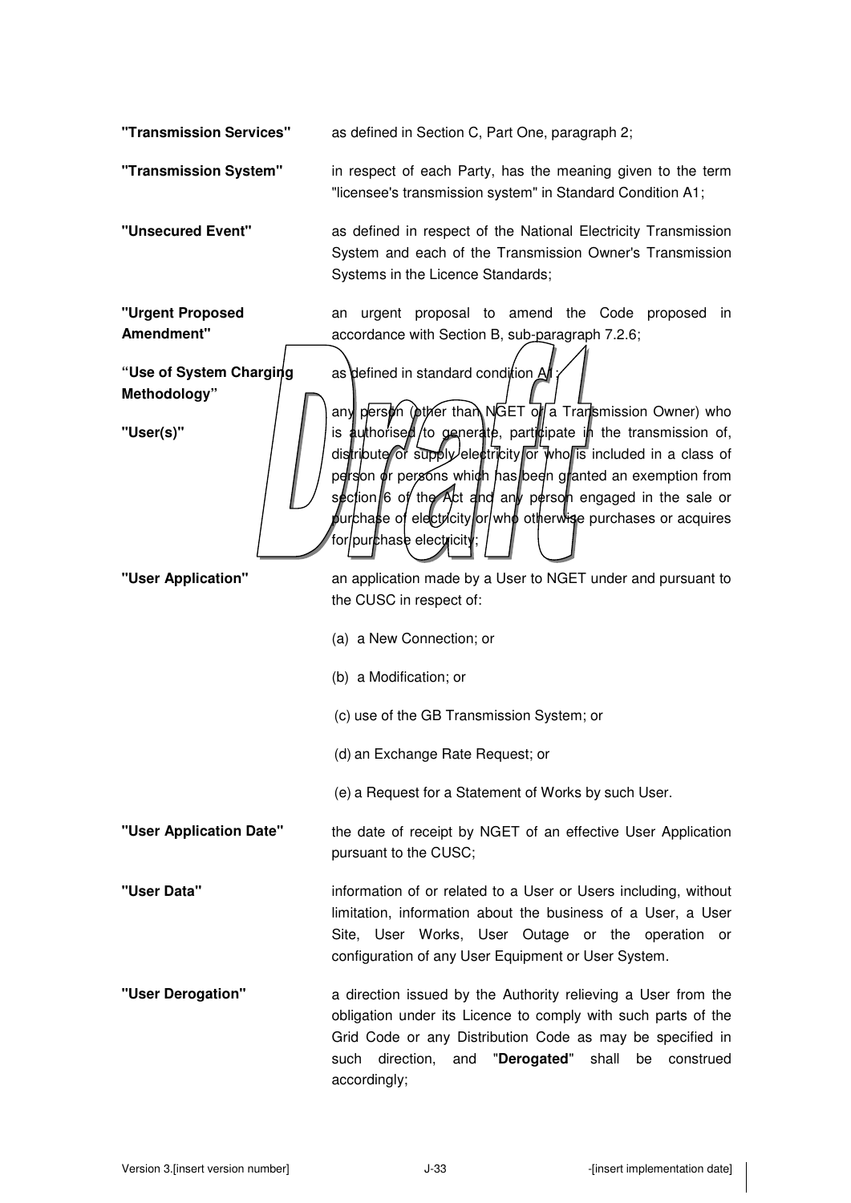**"Transmission Services"** as defined in Section C, Part One, paragraph 2;

**"Transmission System"** in respect of each Party, has the meaning given to the term "licensee's transmission system" in Standard Condition A1;

**"Unsecured Event"** as defined in respect of the National Electricity Transmission System and each of the Transmission Owner's Transmission Systems in the Licence Standards;

**"Urgent Proposed Amendment"** an urgent proposal to amend the Code proposed in accordance with Section B, sub-paragraph 7.2.6;

**"Use of System Charging Methodology"** as defined in standard condition A1;

**"User(s)"** any person (other than NGET or a Transmission Owner) who is authorised to generate, participate in the transmission of, distribute or supply electricity or who is included in a class of person or persons which has been granted an exemption from section 6 of the Act and any person engaged in the sale or purchase of electricity or who otherwise purchases or acquires for purchase electricity;

**"User Application"** an application made by a User to NGET under and pursuant to the CUSC in respect of:

(a) a New Connection; or

(b) a Modification; or

(c) use of the GB Transmission System; or

(d) an Exchange Rate Request; or

(e) a Request for a Statement of Works by such User.

**"User Application Date"** the date of receipt by NGET of an effective User Application pursuant to the CUSC;

**"User Data"** information of or related to a User or Users including, without limitation, information about the business of a User, a User Site, User Works, User Outage or the operation or configuration of any User Equipment or User System.

**"User Derogation"** a direction issued by the Authority relieving a User from the obligation under its Licence to comply with such parts of the Grid Code or any Distribution Code as may be specified in such direction, and "**Derogated**" shall be construed accordingly;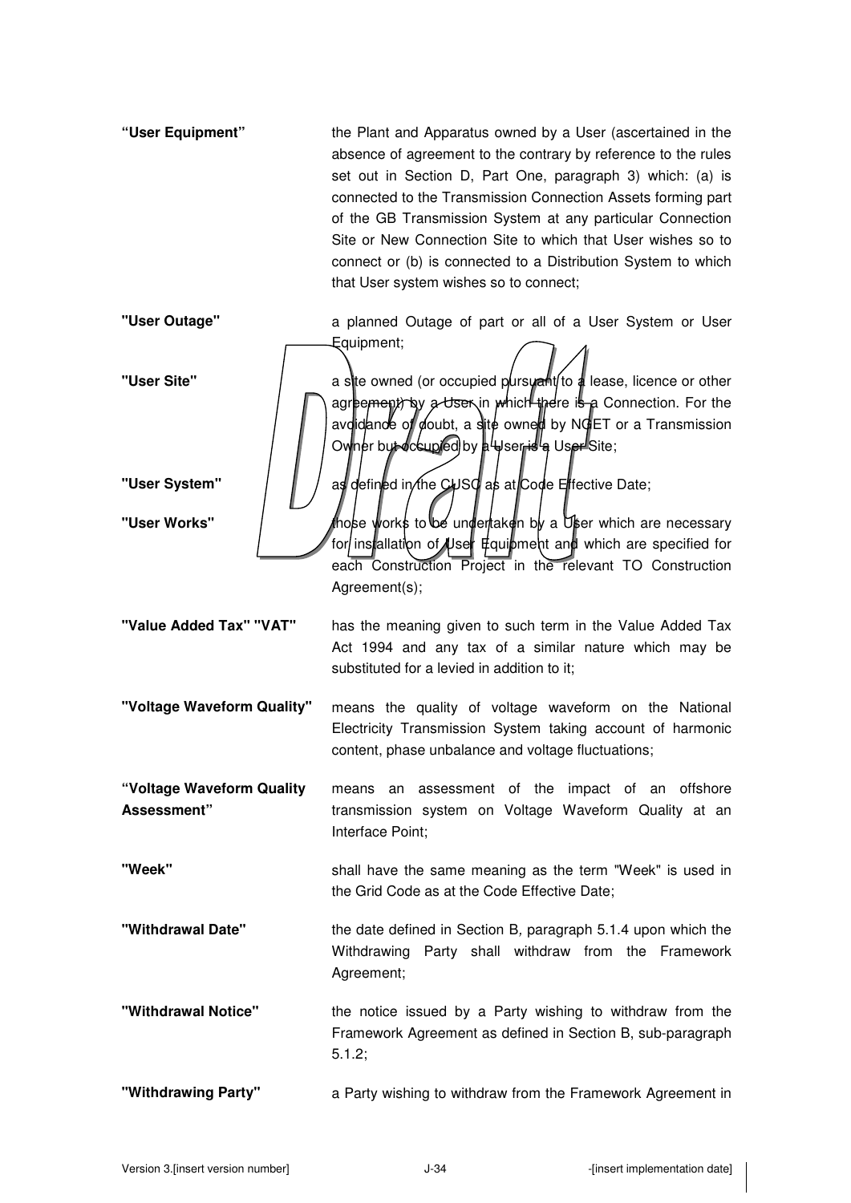| | |
|---|---|
| **"User Equipment"** | the Plant and Apparatus owned by a User (ascertained in the absence of agreement to the contrary by reference to the rules set out in Section D, Part One, paragraph 3) which: (a) is connected to the Transmission Connection Assets forming part of the GB Transmission System at any particular Connection Site or New Connection Site to which that User wishes so to connect or (b) is connected to a Distribution System to which that User system wishes so to connect; |
| **"User Outage"** | a planned Outage of part or all of a User System or User Equipment; |
| **"User Site"** | a site owned (or occupied pursuant to a lease, licence or other agreement) by a User in which there is a Connection. For the avoidance of doubt, a site owned by NGET or a Transmission Owner but occupied by a User is a User Site; |
| **"User System"** | as defined in the CUSC as at Code Effective Date; |
| **"User Works"** | those works to be undertaken by a User which are necessary for installation of User Equipment and which are specified for each Construction Project in the relevant TO Construction Agreement(s); |
| **"Value Added Tax" "VAT"** | has the meaning given to such term in the Value Added Tax Act 1994 and any tax of a similar nature which may be substituted for a levied in addition to it; |
| **"Voltage Waveform Quality"** | means the quality of voltage waveform on the National Electricity Transmission System taking account of harmonic content, phase unbalance and voltage fluctuations; |
| **"Voltage Waveform Quality Assessment"** | means an assessment of the impact of an offshore transmission system on Voltage Waveform Quality at an Interface Point; |
| **"Week"** | shall have the same meaning as the term "Week" is used in the Grid Code as at the Code Effective Date; |
| **"Withdrawal Date"** | the date defined in Section B, paragraph 5.1.4 upon which the Withdrawing Party shall withdraw from the Framework Agreement; |
| **"Withdrawal Notice"** | the notice issued by a Party wishing to withdraw from the Framework Agreement as defined in Section B, sub-paragraph 5.1.2; |
| **"Withdrawing Party"** | a Party wishing to withdraw from the Framework Agreement in |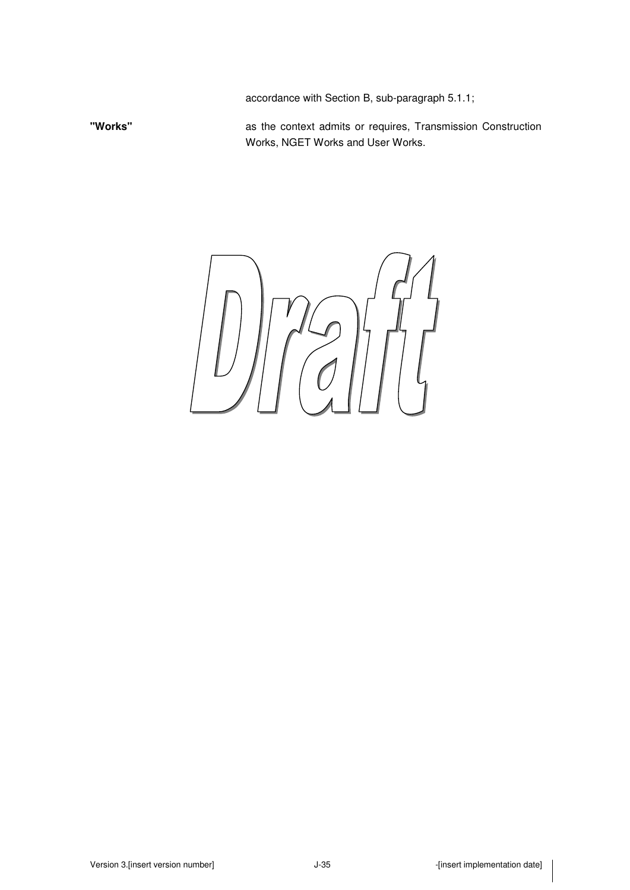accordance with Section B, sub-paragraph 5.1.1;

| | |
|---|---|
| **"Works"** | as the context admits or requires, Transmission Construction Works, NGET Works and User Works. |

Draft